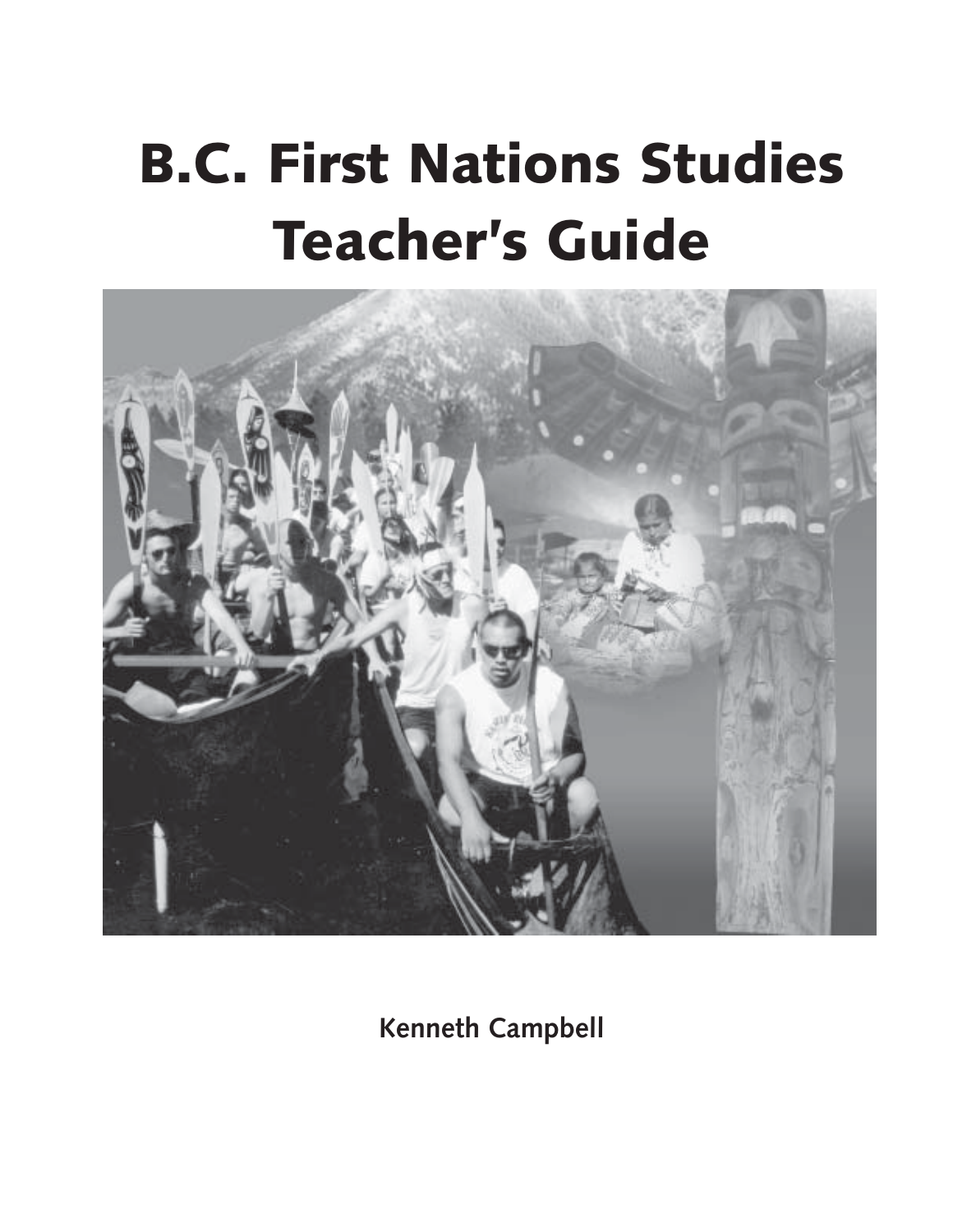# B.C. First Nations Studies Teacher's Guide

Kenneth Campbell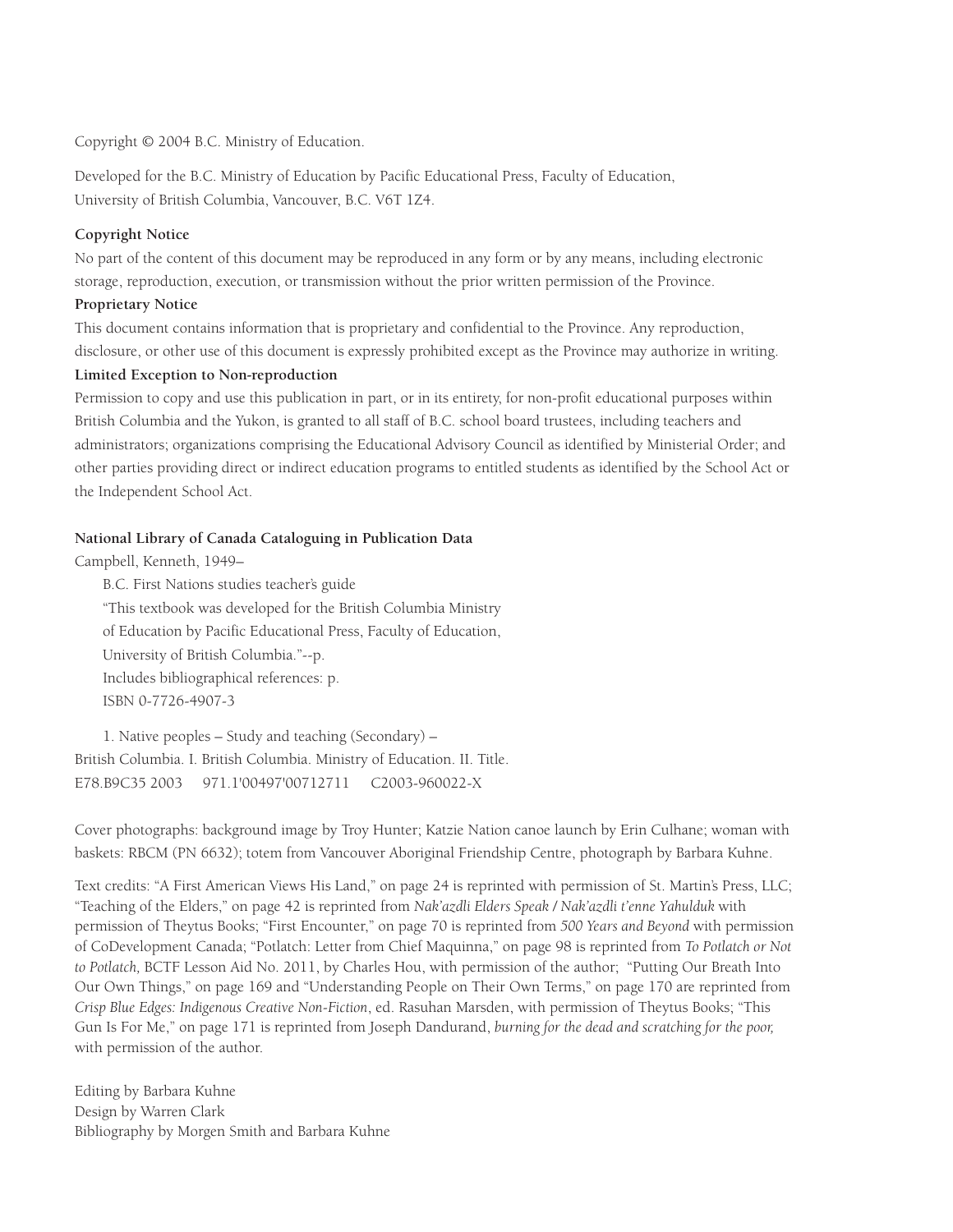Copyright © 2004 B.C. Ministry of Education.

Developed for the B.C. Ministry of Education by Pacific Educational Press, Faculty of Education, University of British Columbia, Vancouver, B.C. V6T 1Z4.

**Copyright Notice**

No part of the content of this document may be reproduced in any form or by any means, including electronic storage, reproduction, execution, or transmission without the prior written permission of the Province.

**Proprietary Notice**

This document contains information that is proprietary and confidential to the Province. Any reproduction, disclosure, or other use of this document is expressly prohibited except as the Province may authorize in writing.

**Limited Exception to Non-reproduction**

Permission to copy and use this publication in part, or in its entirety, for non-profit educational purposes within British Columbia and the Yukon, is granted to all staff of B.C. school board trustees, including teachers and administrators; organizations comprising the Educational Advisory Council as identified by Ministerial Order; and other parties providing direct or indirect education programs to entitled students as identified by the School Act or the Independent School Act.

**National Library of Canada Cataloguing in Publication Data**

Campbell, Kenneth, 1949–

B.C. First Nations studies teacher's guide
"This textbook was developed for the British Columbia Ministry of Education by Pacific Educational Press, Faculty of Education, University of British Columbia."--p.
Includes bibliographical references: p.
ISBN 0-7726-4907-3

1. Native peoples – Study and teaching (Secondary) – British Columbia. I. British Columbia. Ministry of Education. II. Title.
E78.B9C35 2003 971.1'00497'00712711 C2003-960022-X

Cover photographs: background image by Troy Hunter; Katzie Nation canoe launch by Erin Culhane; woman with baskets: RBCM (PN 6632); totem from Vancouver Aboriginal Friendship Centre, photograph by Barbara Kuhne.

Text credits: "A First American Views His Land," on page 24 is reprinted with permission of St. Martin's Press, LLC; "Teaching of the Elders," on page 42 is reprinted from *Nak'azdli Elders Speak / Nak'azdli t'enne Yahulduk* with permission of Theytus Books; "First Encounter," on page 70 is reprinted from *500 Years and Beyond* with permission of CoDevelopment Canada; "Potlatch: Letter from Chief Maquinna," on page 98 is reprinted from *To Potlatch or Not to Potlatch,* BCTF Lesson Aid No. 2011, by Charles Hou, with permission of the author; "Putting Our Breath Into Our Own Things," on page 169 and "Understanding People on Their Own Terms," on page 170 are reprinted from *Crisp Blue Edges: Indigenous Creative Non-Fiction*, ed. Rasuhan Marsden, with permission of Theytus Books; "This Gun Is For Me," on page 171 is reprinted from Joseph Dandurand, *burning for the dead and scratching for the poor,* with permission of the author.

Editing by Barbara Kuhne
Design by Warren Clark
Bibliography by Morgen Smith and Barbara Kuhne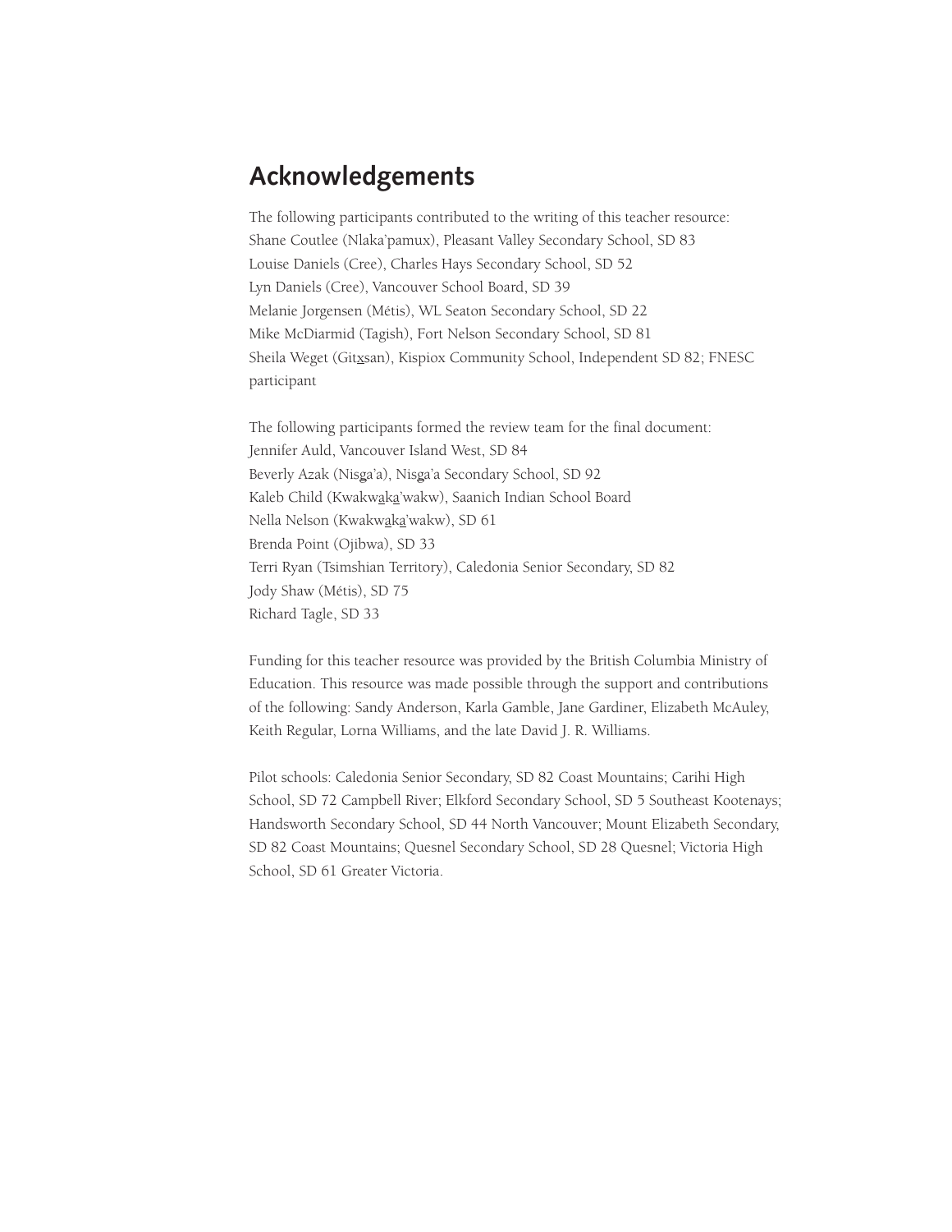# Acknowledgements

The following participants contributed to the writing of this teacher resource:  
Shane Coutlee (Nlaka'pamux), Pleasant Valley Secondary School, SD 83  
Louise Daniels (Cree), Charles Hays Secondary School, SD 52  
Lyn Daniels (Cree), Vancouver School Board, SD 39  
Melanie Jorgensen (Métis), WL Seaton Secondary School, SD 22  
Mike McDiarmid (Tagish), Fort Nelson Secondary School, SD 81  
Sheila Weget (Gitx̱san), Kispiox Community School, Independent SD 82; FNESC participant

The following participants formed the review team for the final document:  
Jennifer Auld, Vancouver Island West, SD 84  
Beverly Azak (Nisg̱a'a), Nisg̱a'a Secondary School, SD 92  
Kaleb Child (Kwakwa̱ka̱'wakw), Saanich Indian School Board  
Nella Nelson (Kwakwa̱ka̱'wakw), SD 61  
Brenda Point (Ojibwa), SD 33  
Terri Ryan (Tsimshian Territory), Caledonia Senior Secondary, SD 82  
Jody Shaw (Métis), SD 75  
Richard Tagle, SD 33

Funding for this teacher resource was provided by the British Columbia Ministry of Education. This resource was made possible through the support and contributions of the following: Sandy Anderson, Karla Gamble, Jane Gardiner, Elizabeth McAuley, Keith Regular, Lorna Williams, and the late David J. R. Williams.

Pilot schools: Caledonia Senior Secondary, SD 82 Coast Mountains; Carihi High School, SD 72 Campbell River; Elkford Secondary School, SD 5 Southeast Kootenays; Handsworth Secondary School, SD 44 North Vancouver; Mount Elizabeth Secondary, SD 82 Coast Mountains; Quesnel Secondary School, SD 28 Quesnel; Victoria High School, SD 61 Greater Victoria.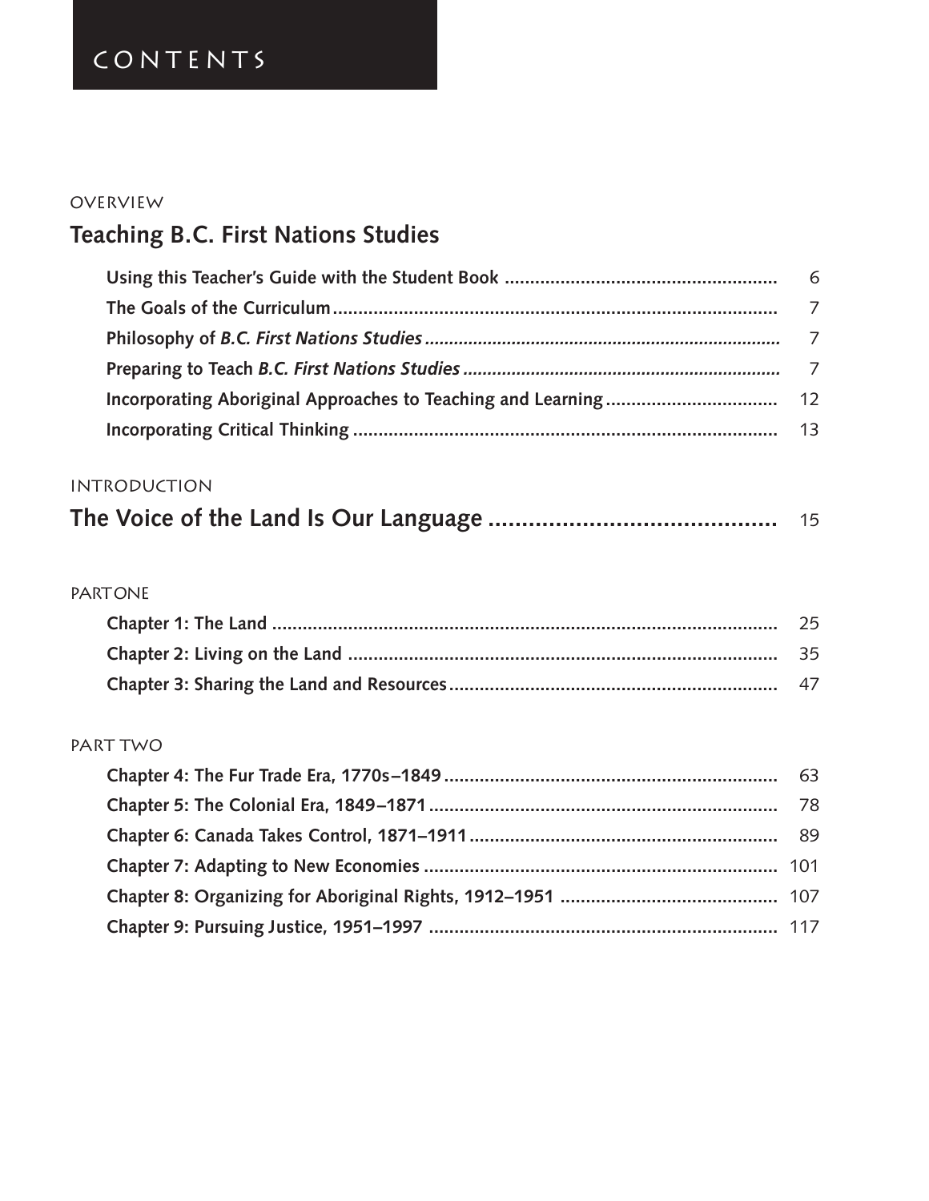# CONTENTS

OVERVIEW

## Teaching B.C. First Nations Studies

| | |
|---|---|
| **Using this Teacher's Guide with the Student Book** | 6 |
| **The Goals of the Curriculum** | 7 |
| **Philosophy of *B.C. First Nations Studies*** | 7 |
| **Preparing to Teach *B.C. First Nations Studies*** | 7 |
| **Incorporating Aboriginal Approaches to Teaching and Learning** | 12 |
| **Incorporating Critical Thinking** | 13 |

INTRODUCTION

## The Voice of the Land Is Our Language ........................................ 15

PART ONE

| | |
|---|---|
| **Chapter 1: The Land** | 25 |
| **Chapter 2: Living on the Land** | 35 |
| **Chapter 3: Sharing the Land and Resources** | 47 |

PART TWO

| | |
|---|---|
| **Chapter 4: The Fur Trade Era, 1770s–1849** | 63 |
| **Chapter 5: The Colonial Era, 1849–1871** | 78 |
| **Chapter 6: Canada Takes Control, 1871–1911** | 89 |
| **Chapter 7: Adapting to New Economies** | 101 |
| **Chapter 8: Organizing for Aboriginal Rights, 1912–1951** | 107 |
| **Chapter 9: Pursuing Justice, 1951–1997** | 117 |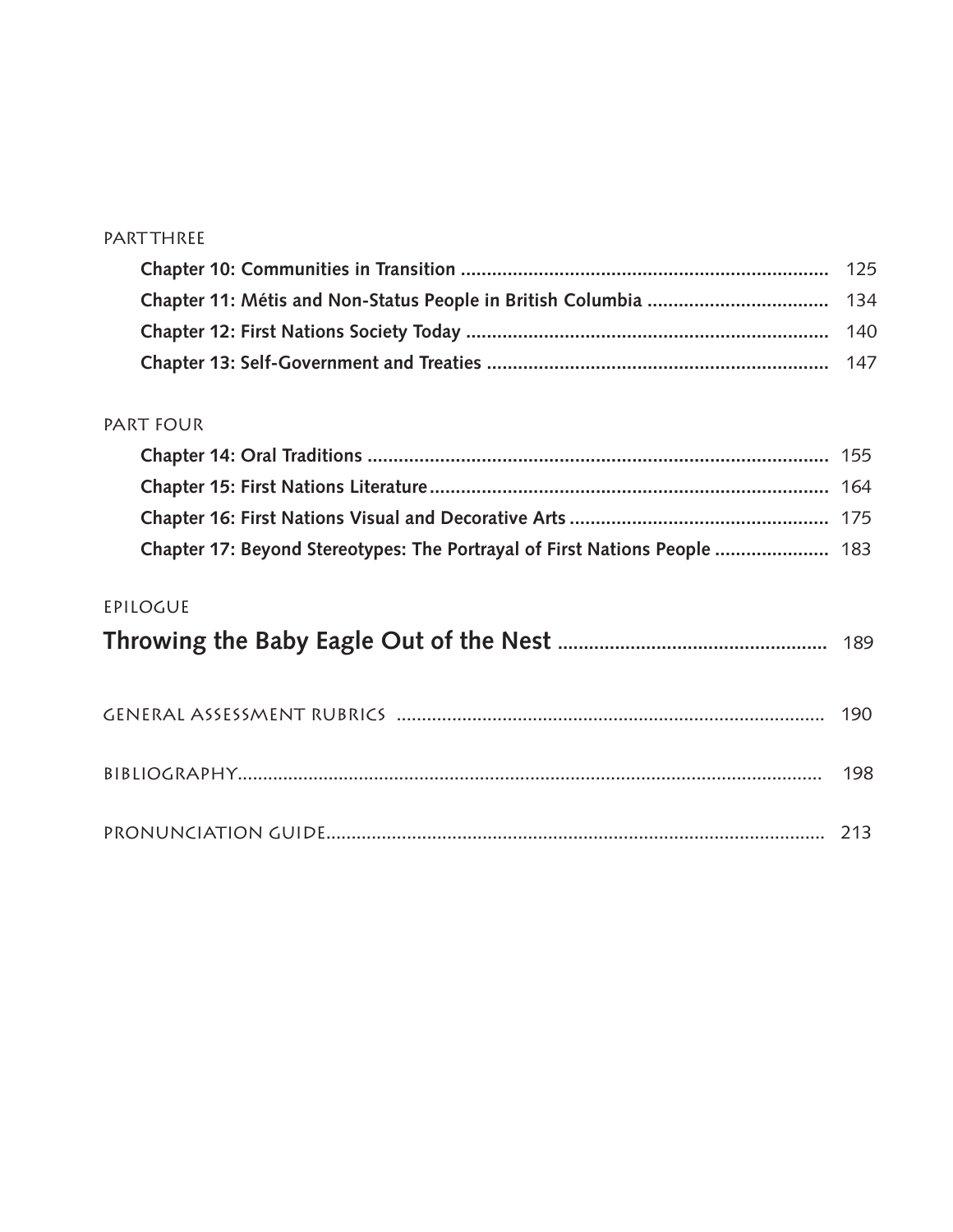PART THREE

**Chapter 10: Communities in Transition** ........ 125
**Chapter 11: Métis and Non-Status People in British Columbia** ........ 134
**Chapter 12: First Nations Society Today** ........ 140
**Chapter 13: Self-Government and Treaties** ........ 147

PART FOUR

**Chapter 14: Oral Traditions** ........ 155
**Chapter 15: First Nations Literature** ........ 164
**Chapter 16: First Nations Visual and Decorative Arts** ........ 175
**Chapter 17: Beyond Stereotypes: The Portrayal of First Nations People** ........ 183

EPILOGUE

**Throwing the Baby Eagle Out of the Nest** ........ 189

GENERAL ASSESSMENT RUBRICS ........ 190

BIBLIOGRAPHY........ 198

PRONUNCIATION GUIDE........ 213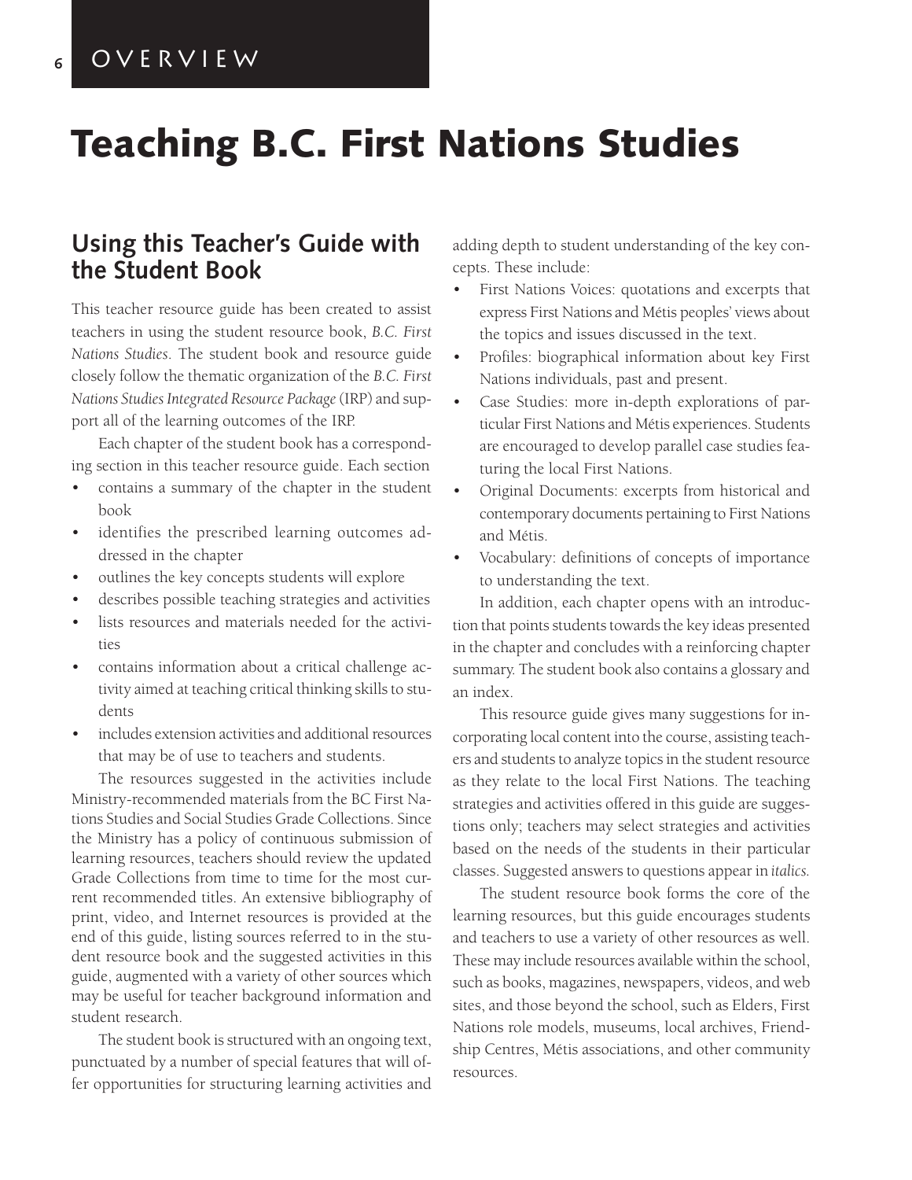# Teaching B.C. First Nations Studies

## Using this Teacher's Guide with the Student Book

This teacher resource guide has been created to assist teachers in using the student resource book, *B.C. First Nations Studies*. The student book and resource guide closely follow the thematic organization of the *B.C. First Nations Studies Integrated Resource Package* (IRP) and support all of the learning outcomes of the IRP.

Each chapter of the student book has a corresponding section in this teacher resource guide. Each section

- contains a summary of the chapter in the student book
- identifies the prescribed learning outcomes addressed in the chapter
- outlines the key concepts students will explore
- describes possible teaching strategies and activities
- lists resources and materials needed for the activities
- contains information about a critical challenge activity aimed at teaching critical thinking skills to students
- includes extension activities and additional resources that may be of use to teachers and students.

The resources suggested in the activities include Ministry-recommended materials from the BC First Nations Studies and Social Studies Grade Collections. Since the Ministry has a policy of continuous submission of learning resources, teachers should review the updated Grade Collections from time to time for the most current recommended titles. An extensive bibliography of print, video, and Internet resources is provided at the end of this guide, listing sources referred to in the student resource book and the suggested activities in this guide, augmented with a variety of other sources which may be useful for teacher background information and student research.

The student book is structured with an ongoing text, punctuated by a number of special features that will offer opportunities for structuring learning activities and adding depth to student understanding of the key concepts. These include:

- First Nations Voices: quotations and excerpts that express First Nations and Métis peoples' views about the topics and issues discussed in the text.
- Profiles: biographical information about key First Nations individuals, past and present.
- Case Studies: more in-depth explorations of particular First Nations and Métis experiences. Students are encouraged to develop parallel case studies featuring the local First Nations.
- Original Documents: excerpts from historical and contemporary documents pertaining to First Nations and Métis.
- Vocabulary: definitions of concepts of importance to understanding the text.

In addition, each chapter opens with an introduction that points students towards the key ideas presented in the chapter and concludes with a reinforcing chapter summary. The student book also contains a glossary and an index.

This resource guide gives many suggestions for incorporating local content into the course, assisting teachers and students to analyze topics in the student resource as they relate to the local First Nations. The teaching strategies and activities offered in this guide are suggestions only; teachers may select strategies and activities based on the needs of the students in their particular classes. Suggested answers to questions appear in *italics.*

The student resource book forms the core of the learning resources, but this guide encourages students and teachers to use a variety of other resources as well. These may include resources available within the school, such as books, magazines, newspapers, videos, and web sites, and those beyond the school, such as Elders, First Nations role models, museums, local archives, Friendship Centres, Métis associations, and other community resources.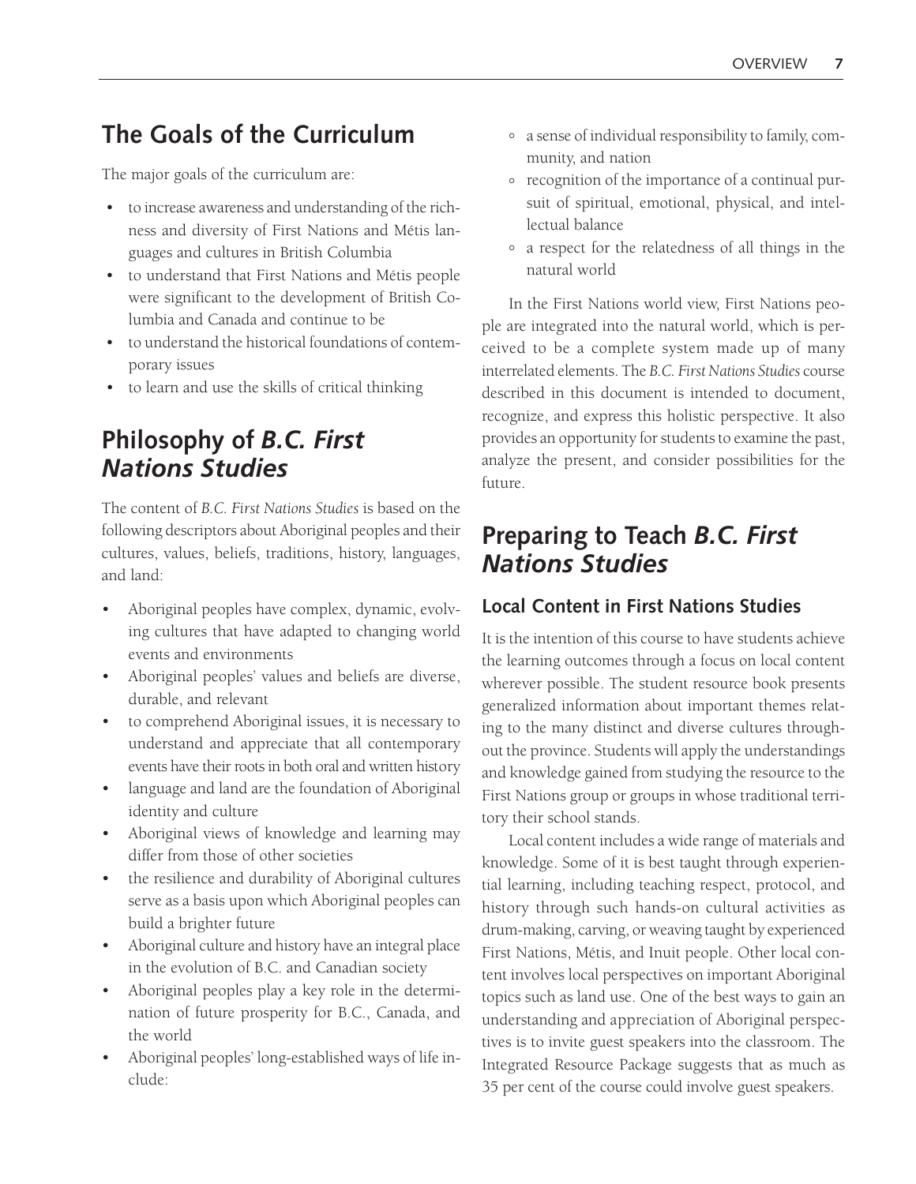## The Goals of the Curriculum

The major goals of the curriculum are:

- to increase awareness and understanding of the richness and diversity of First Nations and Métis languages and cultures in British Columbia
- to understand that First Nations and Métis people were significant to the development of British Columbia and Canada and continue to be
- to understand the historical foundations of contemporary issues
- to learn and use the skills of critical thinking

## Philosophy of *B.C. First Nations Studies*

The content of *B.C. First Nations Studies* is based on the following descriptors about Aboriginal peoples and their cultures, values, beliefs, traditions, history, languages, and land:

- Aboriginal peoples have complex, dynamic, evolving cultures that have adapted to changing world events and environments
- Aboriginal peoples' values and beliefs are diverse, durable, and relevant
- to comprehend Aboriginal issues, it is necessary to understand and appreciate that all contemporary events have their roots in both oral and written history
- language and land are the foundation of Aboriginal identity and culture
- Aboriginal views of knowledge and learning may differ from those of other societies
- the resilience and durability of Aboriginal cultures serve as a basis upon which Aboriginal peoples can build a brighter future
- Aboriginal culture and history have an integral place in the evolution of B.C. and Canadian society
- Aboriginal peoples play a key role in the determination of future prosperity for B.C., Canada, and the world
- Aboriginal peoples' long-established ways of life include:
  - a sense of individual responsibility to family, community, and nation
  - recognition of the importance of a continual pursuit of spiritual, emotional, physical, and intellectual balance
  - a respect for the relatedness of all things in the natural world

In the First Nations world view, First Nations people are integrated into the natural world, which is perceived to be a complete system made up of many interrelated elements. The *B.C. First Nations Studies* course described in this document is intended to document, recognize, and express this holistic perspective. It also provides an opportunity for students to examine the past, analyze the present, and consider possibilities for the future.

## Preparing to Teach *B.C. First Nations Studies*

### Local Content in First Nations Studies

It is the intention of this course to have students achieve the learning outcomes through a focus on local content wherever possible. The student resource book presents generalized information about important themes relating to the many distinct and diverse cultures throughout the province. Students will apply the understandings and knowledge gained from studying the resource to the First Nations group or groups in whose traditional territory their school stands.

Local content includes a wide range of materials and knowledge. Some of it is best taught through experiential learning, including teaching respect, protocol, and history through such hands-on cultural activities as drum-making, carving, or weaving taught by experienced First Nations, Métis, and Inuit people. Other local content involves local perspectives on important Aboriginal topics such as land use. One of the best ways to gain an understanding and appreciation of Aboriginal perspectives is to invite guest speakers into the classroom. The Integrated Resource Package suggests that as much as 35 per cent of the course could involve guest speakers.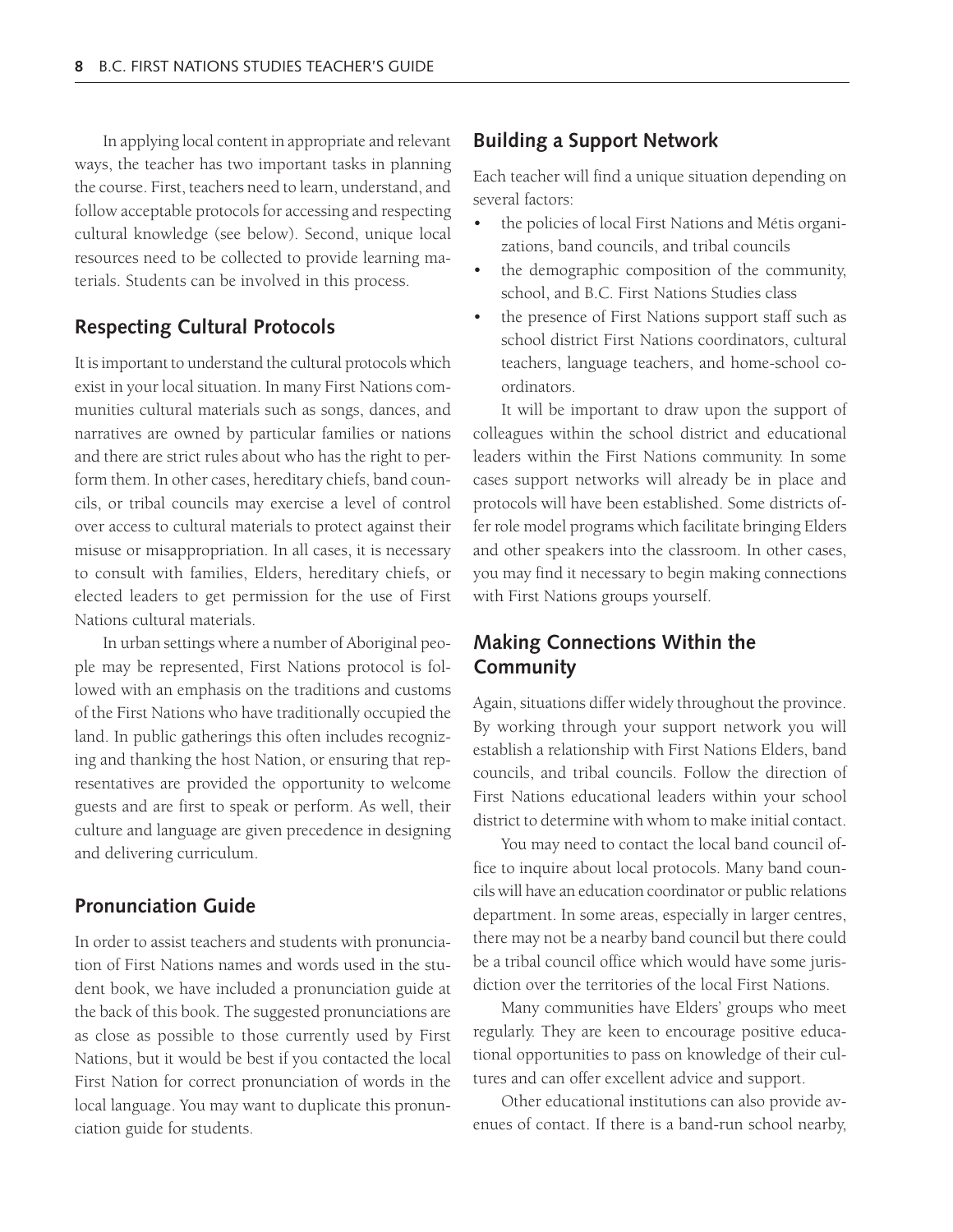In applying local content in appropriate and relevant ways, the teacher has two important tasks in planning the course. First, teachers need to learn, understand, and follow acceptable protocols for accessing and respecting cultural knowledge (see below). Second, unique local resources need to be collected to provide learning materials. Students can be involved in this process.

## Respecting Cultural Protocols

It is important to understand the cultural protocols which exist in your local situation. In many First Nations communities cultural materials such as songs, dances, and narratives are owned by particular families or nations and there are strict rules about who has the right to perform them. In other cases, hereditary chiefs, band councils, or tribal councils may exercise a level of control over access to cultural materials to protect against their misuse or misappropriation. In all cases, it is necessary to consult with families, Elders, hereditary chiefs, or elected leaders to get permission for the use of First Nations cultural materials.

In urban settings where a number of Aboriginal people may be represented, First Nations protocol is followed with an emphasis on the traditions and customs of the First Nations who have traditionally occupied the land. In public gatherings this often includes recognizing and thanking the host Nation, or ensuring that representatives are provided the opportunity to welcome guests and are first to speak or perform. As well, their culture and language are given precedence in designing and delivering curriculum.

## Pronunciation Guide

In order to assist teachers and students with pronunciation of First Nations names and words used in the student book, we have included a pronunciation guide at the back of this book. The suggested pronunciations are as close as possible to those currently used by First Nations, but it would be best if you contacted the local First Nation for correct pronunciation of words in the local language. You may want to duplicate this pronunciation guide for students.

## Building a Support Network

Each teacher will find a unique situation depending on several factors:

- the policies of local First Nations and Métis organizations, band councils, and tribal councils
- the demographic composition of the community, school, and B.C. First Nations Studies class
- the presence of First Nations support staff such as school district First Nations coordinators, cultural teachers, language teachers, and home-school coordinators.

It will be important to draw upon the support of colleagues within the school district and educational leaders within the First Nations community. In some cases support networks will already be in place and protocols will have been established. Some districts offer role model programs which facilitate bringing Elders and other speakers into the classroom. In other cases, you may find it necessary to begin making connections with First Nations groups yourself.

## Making Connections Within the Community

Again, situations differ widely throughout the province. By working through your support network you will establish a relationship with First Nations Elders, band councils, and tribal councils. Follow the direction of First Nations educational leaders within your school district to determine with whom to make initial contact.

You may need to contact the local band council office to inquire about local protocols. Many band councils will have an education coordinator or public relations department. In some areas, especially in larger centres, there may not be a nearby band council but there could be a tribal council office which would have some jurisdiction over the territories of the local First Nations.

Many communities have Elders' groups who meet regularly. They are keen to encourage positive educational opportunities to pass on knowledge of their cultures and can offer excellent advice and support.

Other educational institutions can also provide avenues of contact. If there is a band-run school nearby,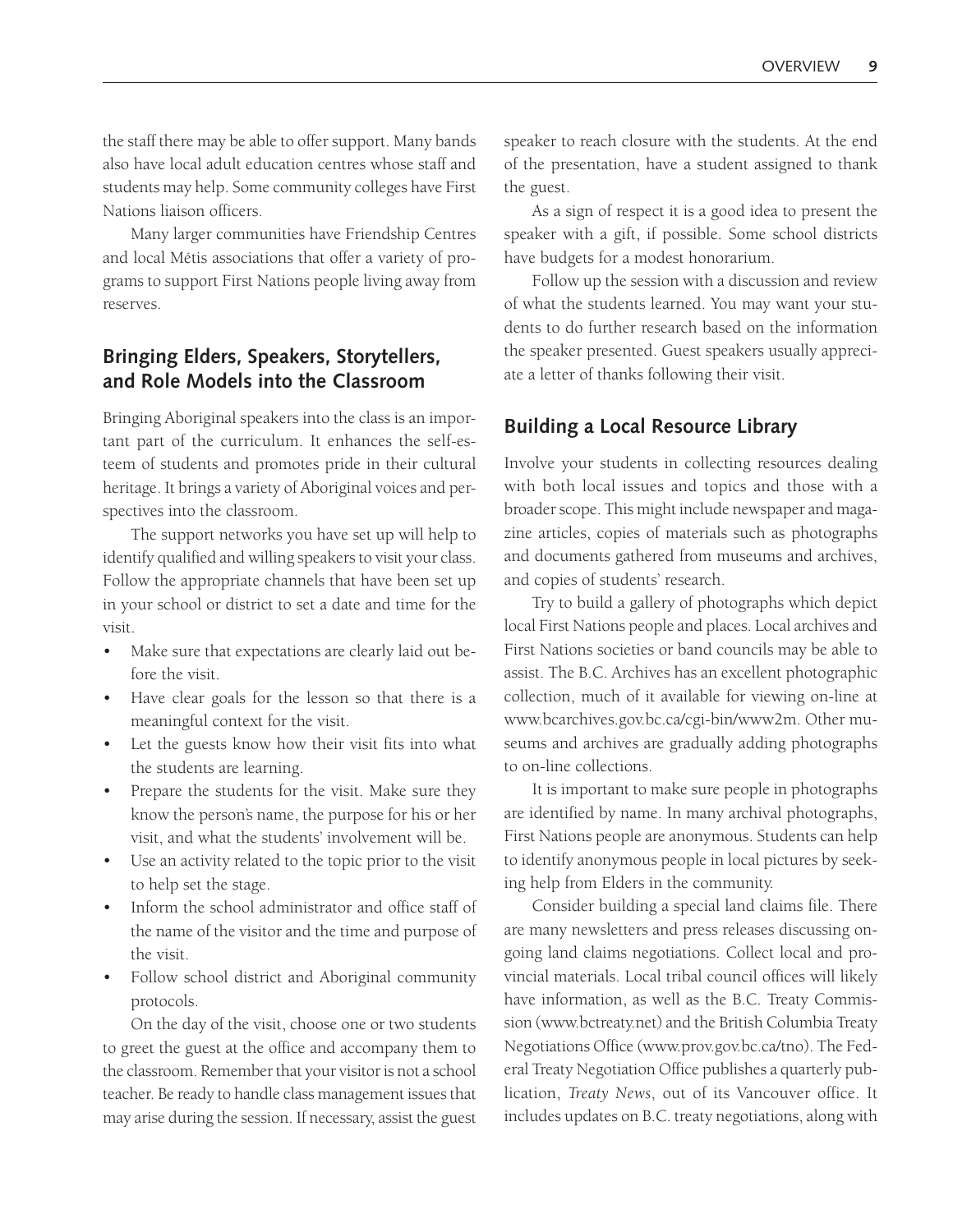the staff there may be able to offer support. Many bands also have local adult education centres whose staff and students may help. Some community colleges have First Nations liaison officers.

Many larger communities have Friendship Centres and local Métis associations that offer a variety of programs to support First Nations people living away from reserves.

## Bringing Elders, Speakers, Storytellers, and Role Models into the Classroom

Bringing Aboriginal speakers into the class is an important part of the curriculum. It enhances the self-esteem of students and promotes pride in their cultural heritage. It brings a variety of Aboriginal voices and perspectives into the classroom.

The support networks you have set up will help to identify qualified and willing speakers to visit your class. Follow the appropriate channels that have been set up in your school or district to set a date and time for the visit.

- Make sure that expectations are clearly laid out before the visit.
- Have clear goals for the lesson so that there is a meaningful context for the visit.
- Let the guests know how their visit fits into what the students are learning.
- Prepare the students for the visit. Make sure they know the person's name, the purpose for his or her visit, and what the students' involvement will be.
- Use an activity related to the topic prior to the visit to help set the stage.
- Inform the school administrator and office staff of the name of the visitor and the time and purpose of the visit.
- Follow school district and Aboriginal community protocols.

On the day of the visit, choose one or two students to greet the guest at the office and accompany them to the classroom. Remember that your visitor is not a school teacher. Be ready to handle class management issues that may arise during the session. If necessary, assist the guest speaker to reach closure with the students. At the end of the presentation, have a student assigned to thank the guest.

As a sign of respect it is a good idea to present the speaker with a gift, if possible. Some school districts have budgets for a modest honorarium.

Follow up the session with a discussion and review of what the students learned. You may want your students to do further research based on the information the speaker presented. Guest speakers usually appreciate a letter of thanks following their visit.

## Building a Local Resource Library

Involve your students in collecting resources dealing with both local issues and topics and those with a broader scope. This might include newspaper and magazine articles, copies of materials such as photographs and documents gathered from museums and archives, and copies of students' research.

Try to build a gallery of photographs which depict local First Nations people and places. Local archives and First Nations societies or band councils may be able to assist. The B.C. Archives has an excellent photographic collection, much of it available for viewing on-line at www.bcarchives.gov.bc.ca/cgi-bin/www2m. Other museums and archives are gradually adding photographs to on-line collections.

It is important to make sure people in photographs are identified by name. In many archival photographs, First Nations people are anonymous. Students can help to identify anonymous people in local pictures by seeking help from Elders in the community.

Consider building a special land claims file. There are many newsletters and press releases discussing ongoing land claims negotiations. Collect local and provincial materials. Local tribal council offices will likely have information, as well as the B.C. Treaty Commission (www.bctreaty.net) and the British Columbia Treaty Negotiations Office (www.prov.gov.bc.ca/tno). The Federal Treaty Negotiation Office publishes a quarterly publication, *Treaty News*, out of its Vancouver office. It includes updates on B.C. treaty negotiations, along with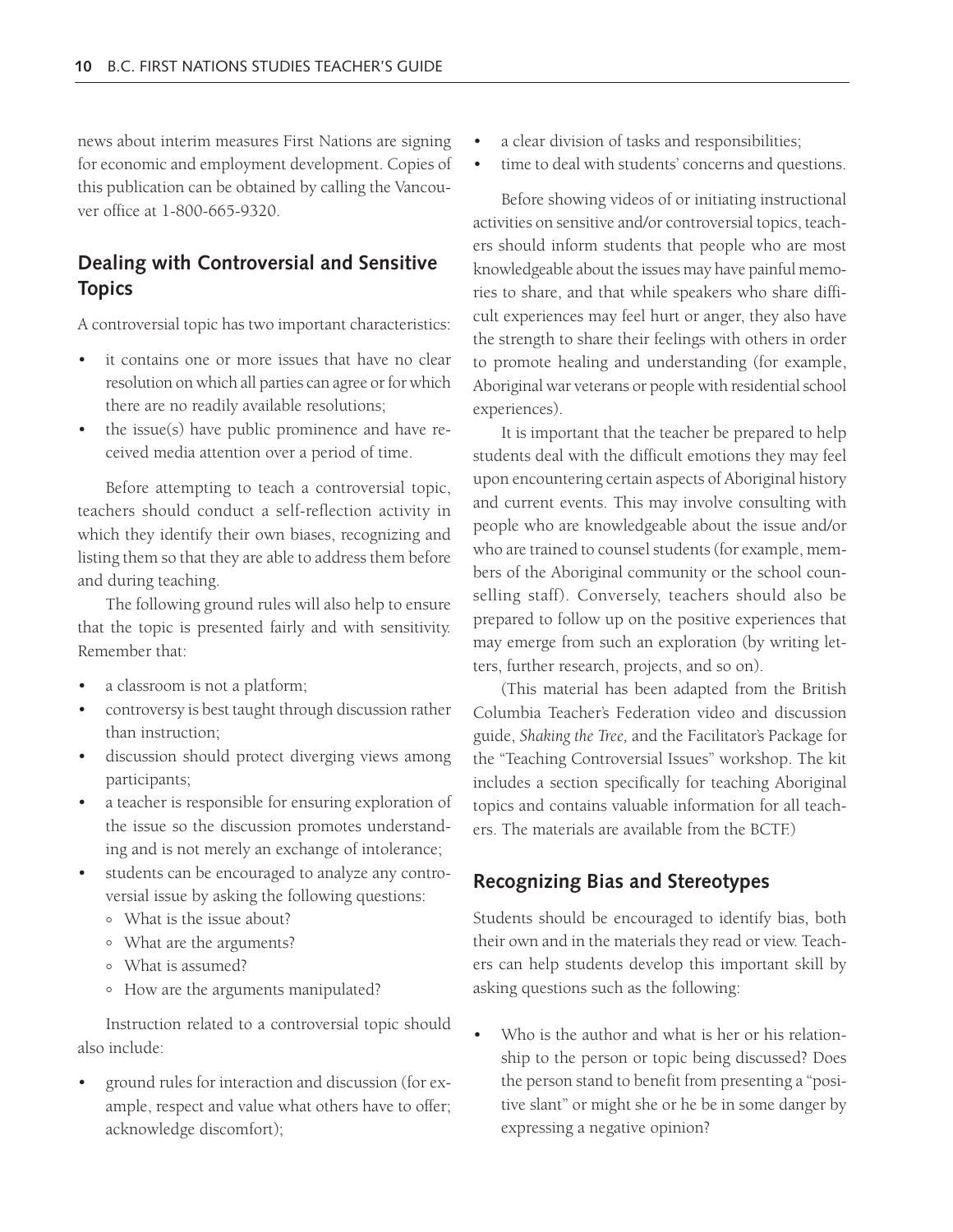news about interim measures First Nations are signing for economic and employment development. Copies of this publication can be obtained by calling the Vancouver office at 1-800-665-9320.

## Dealing with Controversial and Sensitive Topics

A controversial topic has two important characteristics:

- it contains one or more issues that have no clear resolution on which all parties can agree or for which there are no readily available resolutions;
- the issue(s) have public prominence and have received media attention over a period of time.

Before attempting to teach a controversial topic, teachers should conduct a self-reflection activity in which they identify their own biases, recognizing and listing them so that they are able to address them before and during teaching.

The following ground rules will also help to ensure that the topic is presented fairly and with sensitivity. Remember that:

- a classroom is not a platform;
- controversy is best taught through discussion rather than instruction;
- discussion should protect diverging views among participants;
- a teacher is responsible for ensuring exploration of the issue so the discussion promotes understanding and is not merely an exchange of intolerance;
- students can be encouraged to analyze any controversial issue by asking the following questions:
  - What is the issue about?
  - What are the arguments?
  - What is assumed?
  - How are the arguments manipulated?

Instruction related to a controversial topic should also include:

- ground rules for interaction and discussion (for example, respect and value what others have to offer; acknowledge discomfort);
- a clear division of tasks and responsibilities;
- time to deal with students' concerns and questions.

Before showing videos of or initiating instructional activities on sensitive and/or controversial topics, teachers should inform students that people who are most knowledgeable about the issues may have painful memories to share, and that while speakers who share difficult experiences may feel hurt or anger, they also have the strength to share their feelings with others in order to promote healing and understanding (for example, Aboriginal war veterans or people with residential school experiences).

It is important that the teacher be prepared to help students deal with the difficult emotions they may feel upon encountering certain aspects of Aboriginal history and current events. This may involve consulting with people who are knowledgeable about the issue and/or who are trained to counsel students (for example, members of the Aboriginal community or the school counselling staff). Conversely, teachers should also be prepared to follow up on the positive experiences that may emerge from such an exploration (by writing letters, further research, projects, and so on).

(This material has been adapted from the British Columbia Teacher's Federation video and discussion guide, *Shaking the Tree,* and the Facilitator's Package for the "Teaching Controversial Issues" workshop. The kit includes a section specifically for teaching Aboriginal topics and contains valuable information for all teachers. The materials are available from the BCTF.)

## Recognizing Bias and Stereotypes

Students should be encouraged to identify bias, both their own and in the materials they read or view. Teachers can help students develop this important skill by asking questions such as the following:

- Who is the author and what is her or his relationship to the person or topic being discussed? Does the person stand to benefit from presenting a "positive slant" or might she or he be in some danger by expressing a negative opinion?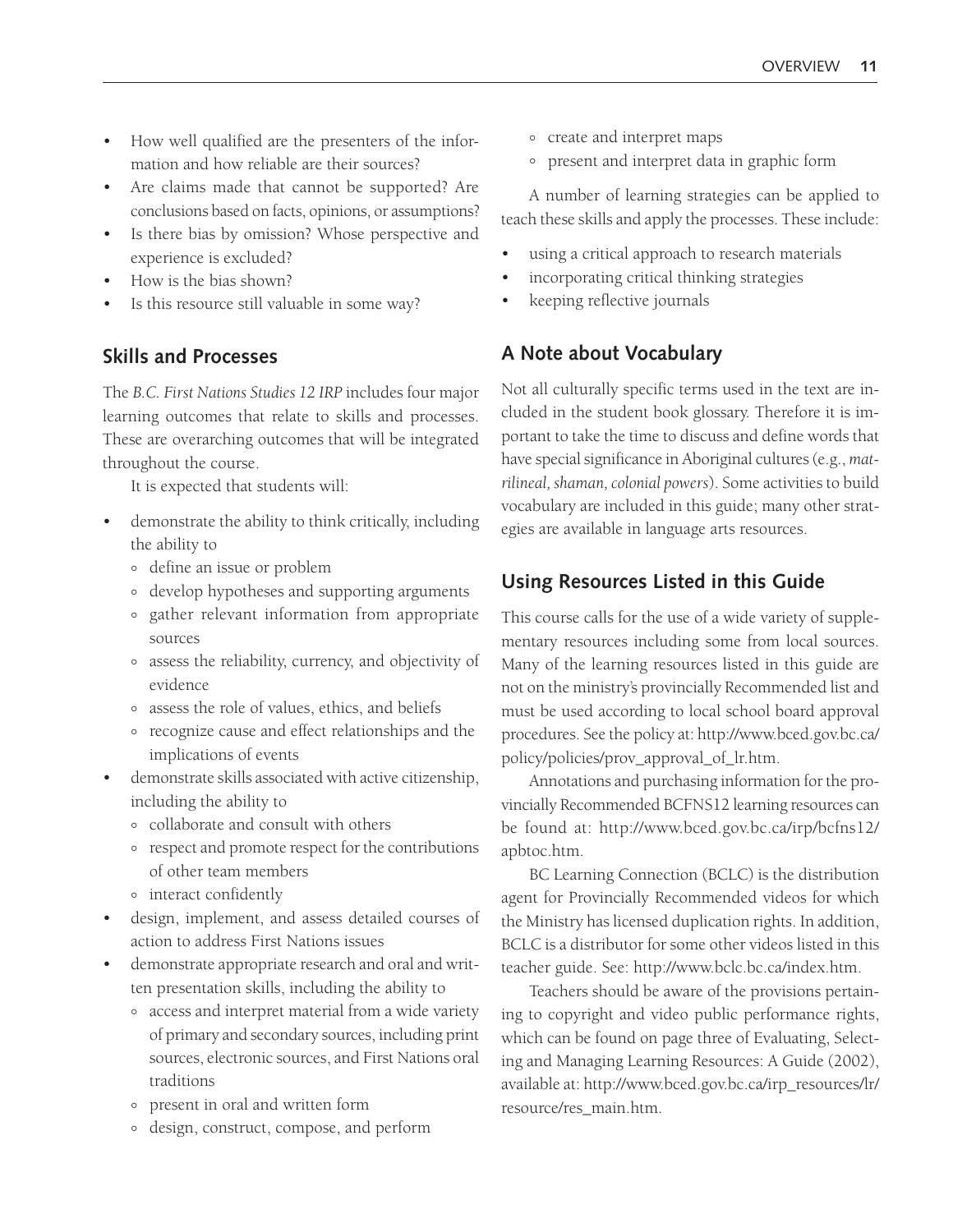- How well qualified are the presenters of the information and how reliable are their sources?
- Are claims made that cannot be supported? Are conclusions based on facts, opinions, or assumptions?
- Is there bias by omission? Whose perspective and experience is excluded?
- How is the bias shown?
- Is this resource still valuable in some way?

## Skills and Processes

The *B.C. First Nations Studies 12 IRP* includes four major learning outcomes that relate to skills and processes. These are overarching outcomes that will be integrated throughout the course.

It is expected that students will:

- demonstrate the ability to think critically, including the ability to
  - define an issue or problem
  - develop hypotheses and supporting arguments
  - gather relevant information from appropriate sources
  - assess the reliability, currency, and objectivity of evidence
  - assess the role of values, ethics, and beliefs
  - recognize cause and effect relationships and the implications of events
- demonstrate skills associated with active citizenship, including the ability to
  - collaborate and consult with others
  - respect and promote respect for the contributions of other team members
  - interact confidently
- design, implement, and assess detailed courses of action to address First Nations issues
- demonstrate appropriate research and oral and written presentation skills, including the ability to
  - access and interpret material from a wide variety of primary and secondary sources, including print sources, electronic sources, and First Nations oral traditions
  - present in oral and written form
  - design, construct, compose, and perform
  - create and interpret maps
  - present and interpret data in graphic form

A number of learning strategies can be applied to teach these skills and apply the processes. These include:

- using a critical approach to research materials
- incorporating critical thinking strategies
- keeping reflective journals

## A Note about Vocabulary

Not all culturally specific terms used in the text are included in the student book glossary. Therefore it is important to take the time to discuss and define words that have special significance in Aboriginal cultures (e.g., *matrilineal, shaman, colonial powers*). Some activities to build vocabulary are included in this guide; many other strategies are available in language arts resources.

## Using Resources Listed in this Guide

This course calls for the use of a wide variety of supplementary resources including some from local sources. Many of the learning resources listed in this guide are not on the ministry's provincially Recommended list and must be used according to local school board approval procedures. See the policy at: http://www.bced.gov.bc.ca/policy/policies/prov_approval_of_lr.htm.

Annotations and purchasing information for the provincially Recommended BCFNS12 learning resources can be found at: http://www.bced.gov.bc.ca/irp/bcfns12/apbtoc.htm.

BC Learning Connection (BCLC) is the distribution agent for Provincially Recommended videos for which the Ministry has licensed duplication rights. In addition, BCLC is a distributor for some other videos listed in this teacher guide. See: http://www.bclc.bc.ca/index.htm.

Teachers should be aware of the provisions pertaining to copyright and video public performance rights, which can be found on page three of Evaluating, Selecting and Managing Learning Resources: A Guide (2002), available at: http://www.bced.gov.bc.ca/irp_resources/lr/resource/res_main.htm.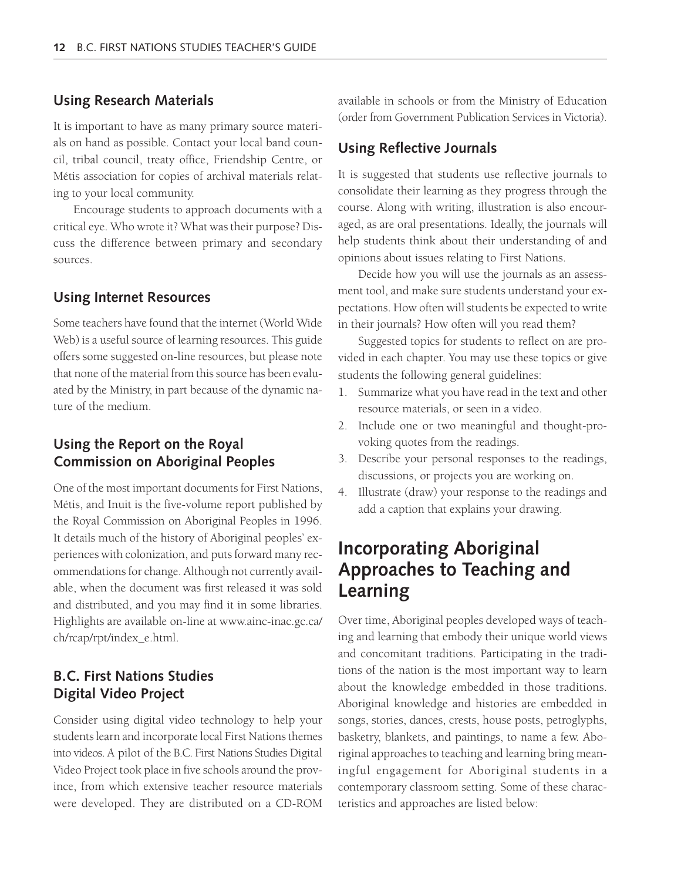### Using Research Materials

It is important to have as many primary source materials on hand as possible. Contact your local band council, tribal council, treaty office, Friendship Centre, or Métis association for copies of archival materials relating to your local community.

Encourage students to approach documents with a critical eye. Who wrote it? What was their purpose? Discuss the difference between primary and secondary sources.

### Using Internet Resources

Some teachers have found that the internet (World Wide Web) is a useful source of learning resources. This guide offers some suggested on-line resources, but please note that none of the material from this source has been evaluated by the Ministry, in part because of the dynamic nature of the medium.

### Using the Report on the Royal Commission on Aboriginal Peoples

One of the most important documents for First Nations, Métis, and Inuit is the five-volume report published by the Royal Commission on Aboriginal Peoples in 1996. It details much of the history of Aboriginal peoples' experiences with colonization, and puts forward many recommendations for change. Although not currently available, when the document was first released it was sold and distributed, and you may find it in some libraries. Highlights are available on-line at www.ainc-inac.gc.ca/ch/rcap/rpt/index_e.html.

### B.C. First Nations Studies Digital Video Project

Consider using digital video technology to help your students learn and incorporate local First Nations themes into videos. A pilot of the B.C. First Nations Studies Digital Video Project took place in five schools around the province, from which extensive teacher resource materials were developed. They are distributed on a CD-ROM available in schools or from the Ministry of Education (order from Government Publication Services in Victoria).

### Using Reflective Journals

It is suggested that students use reflective journals to consolidate their learning as they progress through the course. Along with writing, illustration is also encouraged, as are oral presentations. Ideally, the journals will help students think about their understanding of and opinions about issues relating to First Nations.

Decide how you will use the journals as an assessment tool, and make sure students understand your expectations. How often will students be expected to write in their journals? How often will you read them?

Suggested topics for students to reflect on are provided in each chapter. You may use these topics or give students the following general guidelines:

1. Summarize what you have read in the text and other resource materials, or seen in a video.
2. Include one or two meaningful and thought-provoking quotes from the readings.
3. Describe your personal responses to the readings, discussions, or projects you are working on.
4. Illustrate (draw) your response to the readings and add a caption that explains your drawing.

## Incorporating Aboriginal Approaches to Teaching and Learning

Over time, Aboriginal peoples developed ways of teaching and learning that embody their unique world views and concomitant traditions. Participating in the traditions of the nation is the most important way to learn about the knowledge embedded in those traditions. Aboriginal knowledge and histories are embedded in songs, stories, dances, crests, house posts, petroglyphs, basketry, blankets, and paintings, to name a few. Aboriginal approaches to teaching and learning bring meaningful engagement for Aboriginal students in a contemporary classroom setting. Some of these characteristics and approaches are listed below: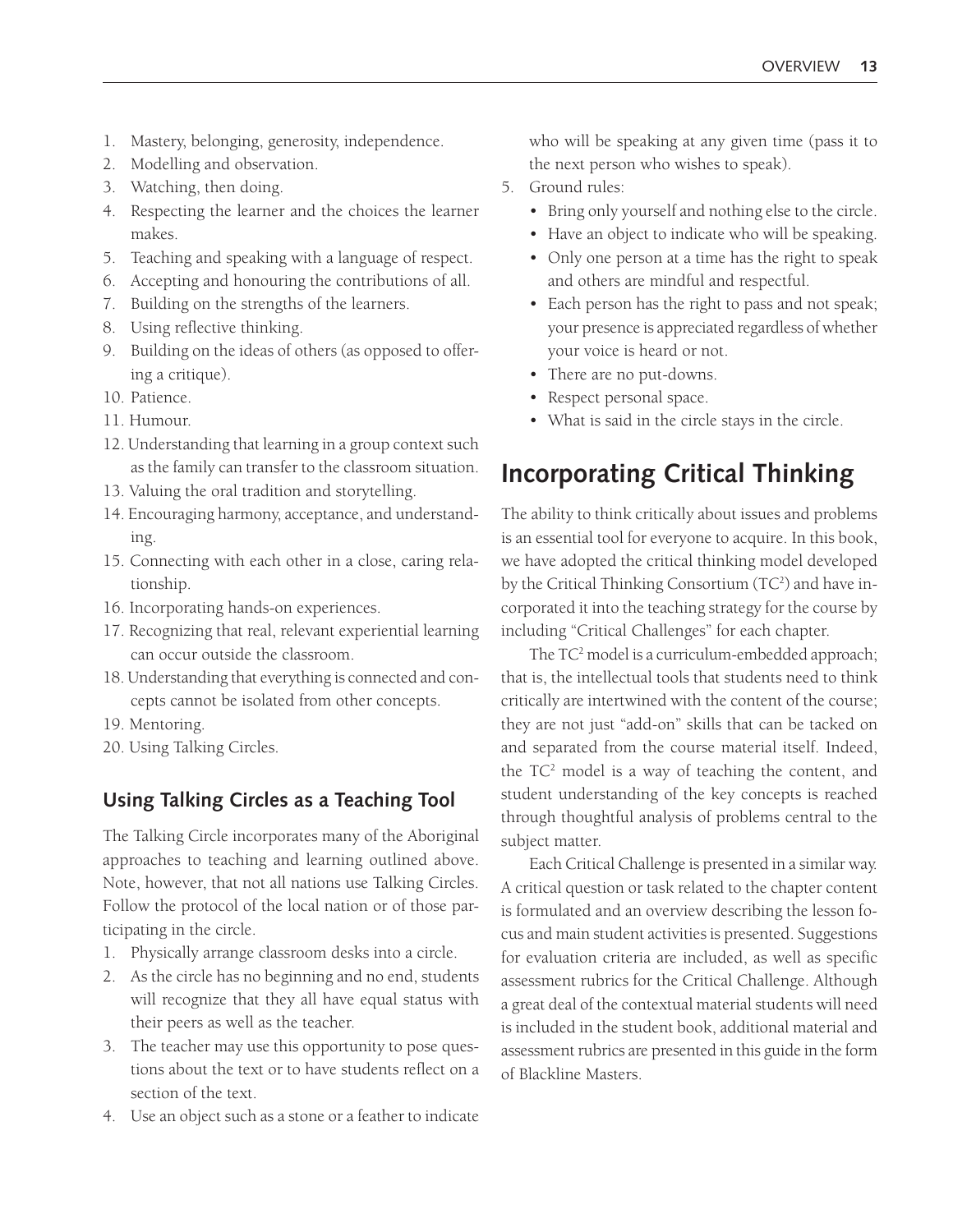1. Mastery, belonging, generosity, independence.
2. Modelling and observation.
3. Watching, then doing.
4. Respecting the learner and the choices the learner makes.
5. Teaching and speaking with a language of respect.
6. Accepting and honouring the contributions of all.
7. Building on the strengths of the learners.
8. Using reflective thinking.
9. Building on the ideas of others (as opposed to offering a critique).
10. Patience.
11. Humour.
12. Understanding that learning in a group context such as the family can transfer to the classroom situation.
13. Valuing the oral tradition and storytelling.
14. Encouraging harmony, acceptance, and understanding.
15. Connecting with each other in a close, caring relationship.
16. Incorporating hands-on experiences.
17. Recognizing that real, relevant experiential learning can occur outside the classroom.
18. Understanding that everything is connected and concepts cannot be isolated from other concepts.
19. Mentoring.
20. Using Talking Circles.

### Using Talking Circles as a Teaching Tool

The Talking Circle incorporates many of the Aboriginal approaches to teaching and learning outlined above. Note, however, that not all nations use Talking Circles. Follow the protocol of the local nation or of those participating in the circle.

1. Physically arrange classroom desks into a circle.
2. As the circle has no beginning and no end, students will recognize that they all have equal status with their peers as well as the teacher.
3. The teacher may use this opportunity to pose questions about the text or to have students reflect on a section of the text.
4. Use an object such as a stone or a feather to indicate who will be speaking at any given time (pass it to the next person who wishes to speak).
5. Ground rules:
   - Bring only yourself and nothing else to the circle.
   - Have an object to indicate who will be speaking.
   - Only one person at a time has the right to speak and others are mindful and respectful.
   - Each person has the right to pass and not speak; your presence is appreciated regardless of whether your voice is heard or not.
   - There are no put-downs.
   - Respect personal space.
   - What is said in the circle stays in the circle.

## Incorporating Critical Thinking

The ability to think critically about issues and problems is an essential tool for everyone to acquire. In this book, we have adopted the critical thinking model developed by the Critical Thinking Consortium ($TC^2$) and have incorporated it into the teaching strategy for the course by including "Critical Challenges" for each chapter.

The $TC^2$ model is a curriculum-embedded approach; that is, the intellectual tools that students need to think critically are intertwined with the content of the course; they are not just "add-on" skills that can be tacked on and separated from the course material itself. Indeed, the $TC^2$ model is a way of teaching the content, and student understanding of the key concepts is reached through thoughtful analysis of problems central to the subject matter.

Each Critical Challenge is presented in a similar way. A critical question or task related to the chapter content is formulated and an overview describing the lesson focus and main student activities is presented. Suggestions for evaluation criteria are included, as well as specific assessment rubrics for the Critical Challenge. Although a great deal of the contextual material students will need is included in the student book, additional material and assessment rubrics are presented in this guide in the form of Blackline Masters.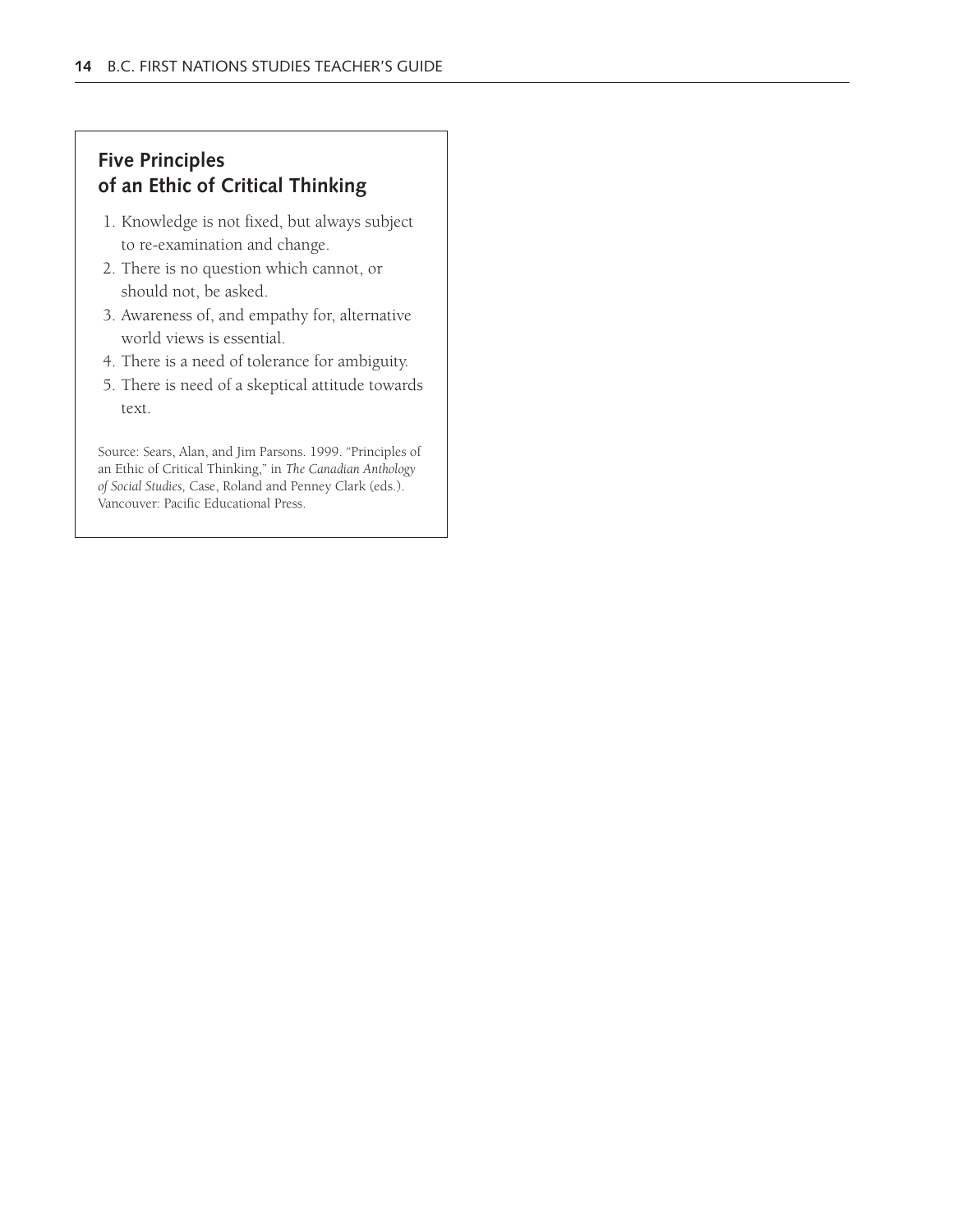## Five Principles of an Ethic of Critical Thinking

1. Knowledge is not fixed, but always subject to re-examination and change.
2. There is no question which cannot, or should not, be asked.
3. Awareness of, and empathy for, alternative world views is essential.
4. There is a need of tolerance for ambiguity.
5. There is need of a skeptical attitude towards text.

Source: Sears, Alan, and Jim Parsons. 1999. "Principles of an Ethic of Critical Thinking," in *The Canadian Anthology of Social Studies,* Case, Roland and Penney Clark (eds.). Vancouver: Pacific Educational Press.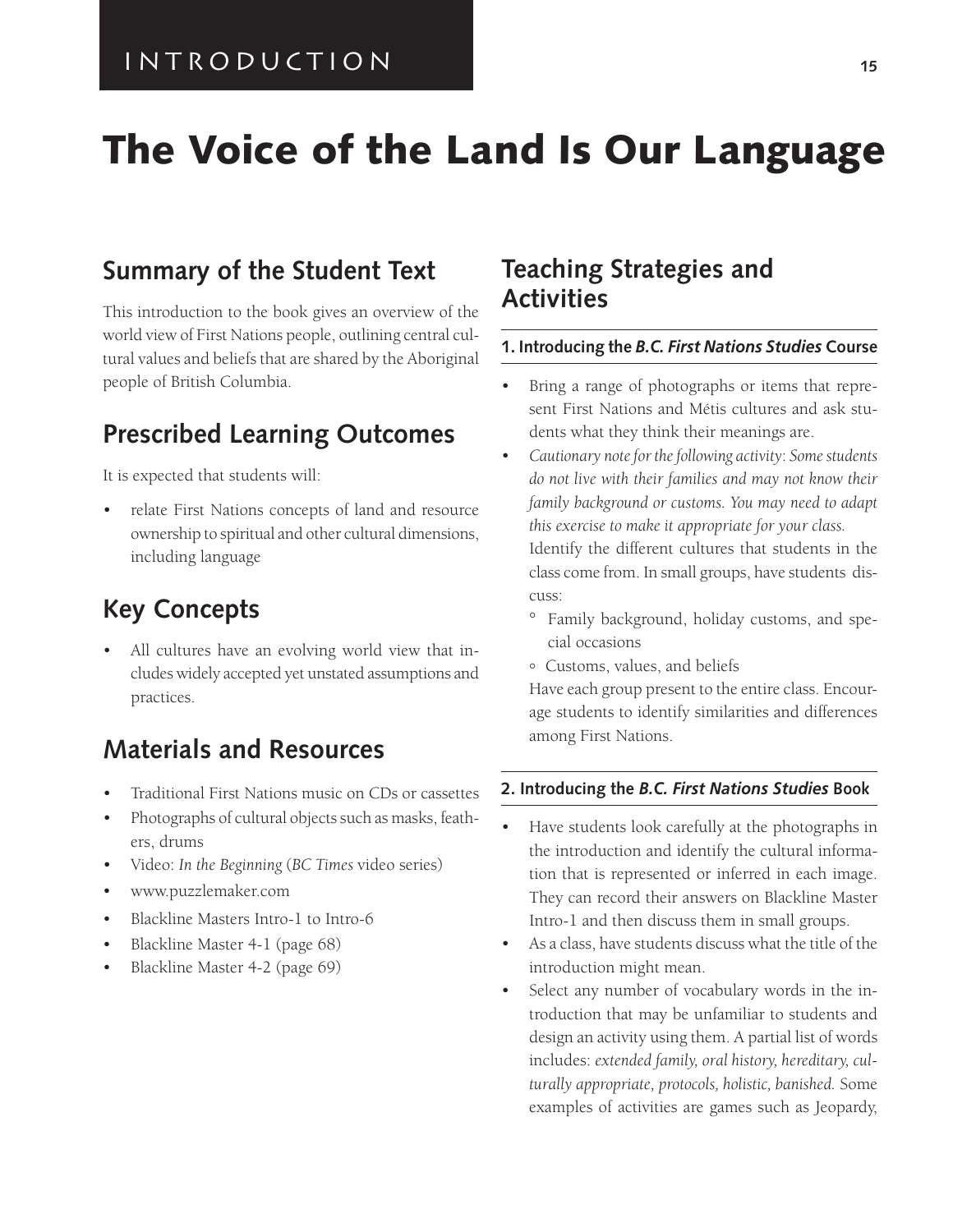# The Voice of the Land Is Our Language

## Summary of the Student Text

This introduction to the book gives an overview of the world view of First Nations people, outlining central cultural values and beliefs that are shared by the Aboriginal people of British Columbia.

## Prescribed Learning Outcomes

It is expected that students will:

- relate First Nations concepts of land and resource ownership to spiritual and other cultural dimensions, including language

## Key Concepts

- All cultures have an evolving world view that includes widely accepted yet unstated assumptions and practices.

## Materials and Resources

- Traditional First Nations music on CDs or cassettes
- Photographs of cultural objects such as masks, feathers, drums
- Video: *In the Beginning* (*BC Times* video series)
- www.puzzlemaker.com
- Blackline Masters Intro-1 to Intro-6
- Blackline Master 4-1 (page 68)
- Blackline Master 4-2 (page 69)

## Teaching Strategies and Activities

### 1. Introducing the *B.C. First Nations Studies* Course

- Bring a range of photographs or items that represent First Nations and Métis cultures and ask students what they think their meanings are.
- *Cautionary note for the following activity: Some students do not live with their families and may not know their family background or customs. You may need to adapt this exercise to make it appropriate for your class.*
  Identify the different cultures that students in the class come from. In small groups, have students discuss:
  - Family background, holiday customs, and special occasions
  - Customs, values, and beliefs

  Have each group present to the entire class. Encourage students to identify similarities and differences among First Nations.

### 2. Introducing the *B.C. First Nations Studies* Book

- Have students look carefully at the photographs in the introduction and identify the cultural information that is represented or inferred in each image. They can record their answers on Blackline Master Intro-1 and then discuss them in small groups.
- As a class, have students discuss what the title of the introduction might mean.
- Select any number of vocabulary words in the introduction that may be unfamiliar to students and design an activity using them. A partial list of words includes: *extended family, oral history, hereditary, culturally appropriate, protocols, holistic, banished.* Some examples of activities are games such as Jeopardy,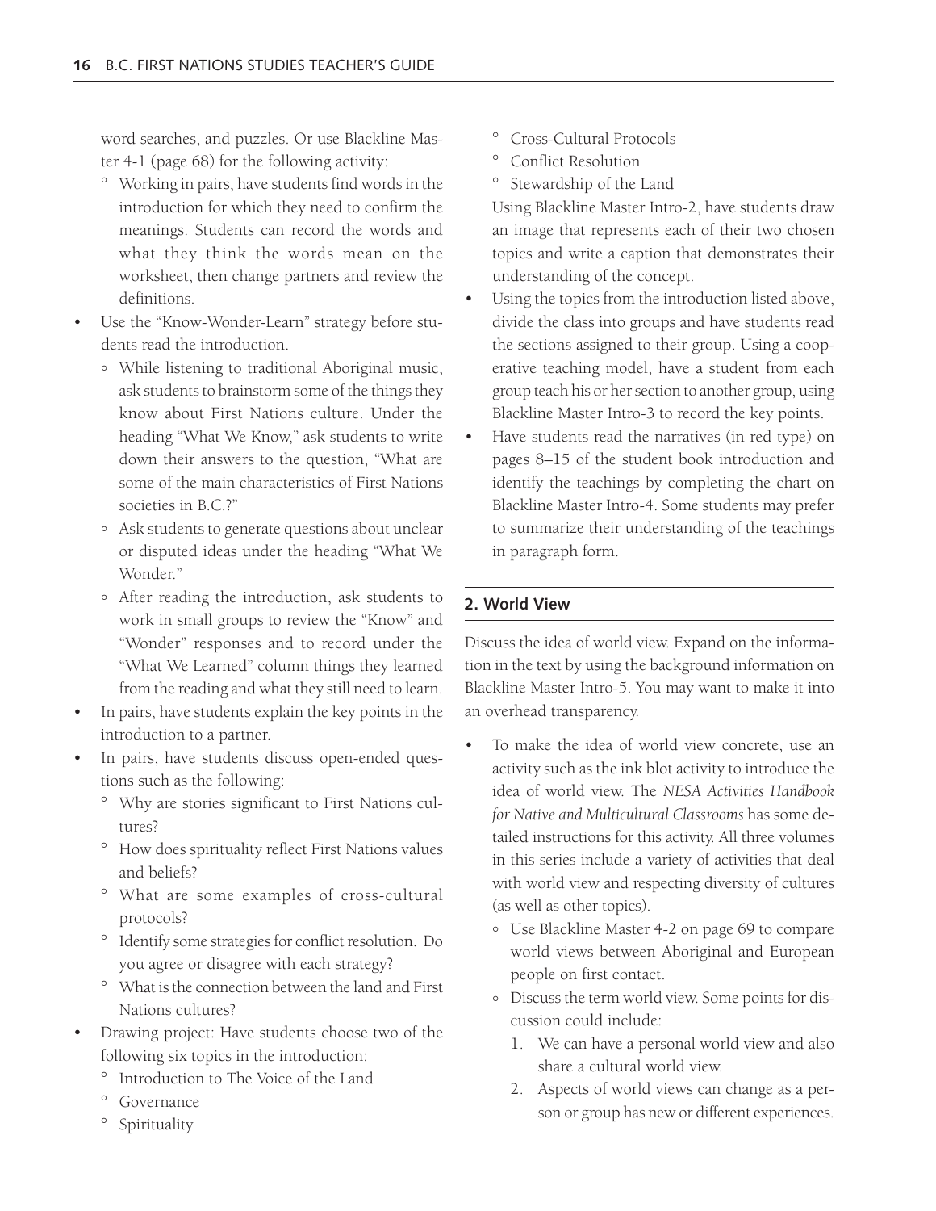word searches, and puzzles. Or use Blackline Master 4-1 (page 68) for the following activity:

  - Working in pairs, have students find words in the introduction for which they need to confirm the meanings. Students can record the words and what they think the words mean on the worksheet, then change partners and review the definitions.
- Use the "Know-Wonder-Learn" strategy before students read the introduction.
  - While listening to traditional Aboriginal music, ask students to brainstorm some of the things they know about First Nations culture. Under the heading "What We Know," ask students to write down their answers to the question, "What are some of the main characteristics of First Nations societies in B.C.?"
  - Ask students to generate questions about unclear or disputed ideas under the heading "What We Wonder."
  - After reading the introduction, ask students to work in small groups to review the "Know" and "Wonder" responses and to record under the "What We Learned" column things they learned from the reading and what they still need to learn.
- In pairs, have students explain the key points in the introduction to a partner.
- In pairs, have students discuss open-ended questions such as the following:
  - Why are stories significant to First Nations cultures?
  - How does spirituality reflect First Nations values and beliefs?
  - What are some examples of cross-cultural protocols?
  - Identify some strategies for conflict resolution. Do you agree or disagree with each strategy?
  - What is the connection between the land and First Nations cultures?
- Drawing project: Have students choose two of the following six topics in the introduction:
  - Introduction to The Voice of the Land
  - Governance
  - Spirituality
  - Cross-Cultural Protocols
  - Conflict Resolution
  - Stewardship of the Land

  Using Blackline Master Intro-2, have students draw an image that represents each of their two chosen topics and write a caption that demonstrates their understanding of the concept.
- Using the topics from the introduction listed above, divide the class into groups and have students read the sections assigned to their group. Using a cooperative teaching model, have a student from each group teach his or her section to another group, using Blackline Master Intro-3 to record the key points.
- Have students read the narratives (in red type) on pages 8–15 of the student book introduction and identify the teachings by completing the chart on Blackline Master Intro-4. Some students may prefer to summarize their understanding of the teachings in paragraph form.

## 2. World View

Discuss the idea of world view. Expand on the information in the text by using the background information on Blackline Master Intro-5. You may want to make it into an overhead transparency.

- To make the idea of world view concrete, use an activity such as the ink blot activity to introduce the idea of world view. The *NESA Activities Handbook for Native and Multicultural Classrooms* has some detailed instructions for this activity. All three volumes in this series include a variety of activities that deal with world view and respecting diversity of cultures (as well as other topics).
  - Use Blackline Master 4-2 on page 69 to compare world views between Aboriginal and European people on first contact.
  - Discuss the term world view. Some points for discussion could include:
    1. We can have a personal world view and also share a cultural world view.
    2. Aspects of world views can change as a person or group has new or different experiences.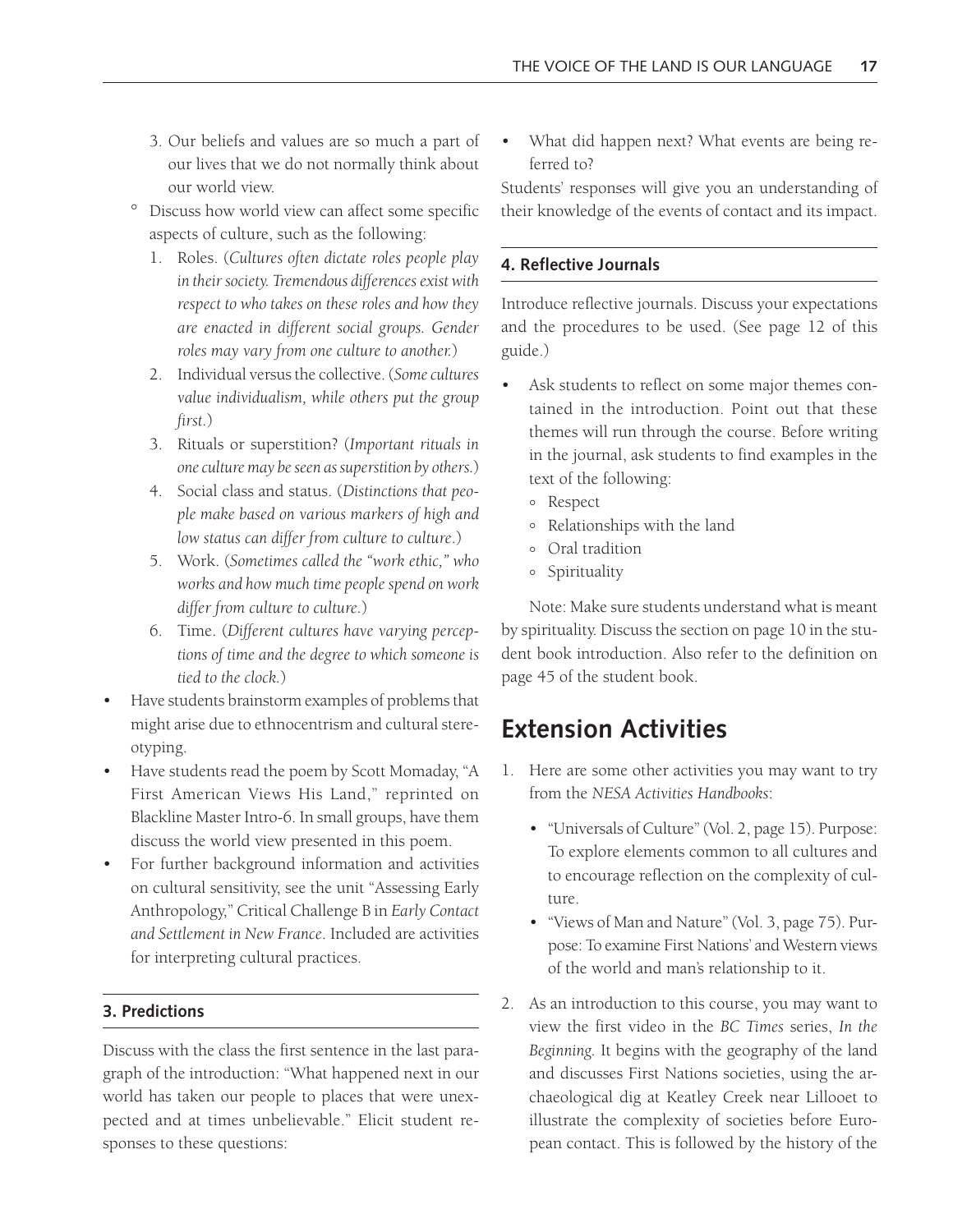3. Our beliefs and values are so much a part of our lives that we do not normally think about our world view.

- Discuss how world view can affect some specific aspects of culture, such as the following:
  1. Roles. (*Cultures often dictate roles people play in their society. Tremendous differences exist with respect to who takes on these roles and how they are enacted in different social groups. Gender roles may vary from one culture to another.*)
  2. Individual versus the collective. (*Some cultures value individualism, while others put the group first.*)
  3. Rituals or superstition? (*Important rituals in one culture may be seen as superstition by others.*)
  4. Social class and status. (*Distinctions that people make based on various markers of high and low status can differ from culture to culture.*)
  5. Work. (*Sometimes called the "work ethic," who works and how much time people spend on work differ from culture to culture.*)
  6. Time. (*Different cultures have varying perceptions of time and the degree to which someone is tied to the clock.*)
- Have students brainstorm examples of problems that might arise due to ethnocentrism and cultural stereotyping.
- Have students read the poem by Scott Momaday, "A First American Views His Land," reprinted on Blackline Master Intro-6. In small groups, have them discuss the world view presented in this poem.
- For further background information and activities on cultural sensitivity, see the unit "Assessing Early Anthropology," Critical Challenge B in *Early Contact and Settlement in New France*. Included are activities for interpreting cultural practices.

### 3. Predictions

Discuss with the class the first sentence in the last paragraph of the introduction: "What happened next in our world has taken our people to places that were unexpected and at times unbelievable." Elicit student responses to these questions:

- What did happen next? What events are being referred to?

Students' responses will give you an understanding of their knowledge of the events of contact and its impact.

### 4. Reflective Journals

Introduce reflective journals. Discuss your expectations and the procedures to be used. (See page 12 of this guide.)

- Ask students to reflect on some major themes contained in the introduction. Point out that these themes will run through the course. Before writing in the journal, ask students to find examples in the text of the following:
  - Respect
  - Relationships with the land
  - Oral tradition
  - Spirituality

Note: Make sure students understand what is meant by spirituality. Discuss the section on page 10 in the student book introduction. Also refer to the definition on page 45 of the student book.

## Extension Activities

1. Here are some other activities you may want to try from the *NESA Activities Handbooks*:
   - "Universals of Culture" (Vol. 2, page 15). Purpose: To explore elements common to all cultures and to encourage reflection on the complexity of culture.
   - "Views of Man and Nature" (Vol. 3, page 75). Purpose: To examine First Nations' and Western views of the world and man's relationship to it.
2. As an introduction to this course, you may want to view the first video in the *BC Times* series, *In the Beginning*. It begins with the geography of the land and discusses First Nations societies, using the archaeological dig at Keatley Creek near Lillooet to illustrate the complexity of societies before European contact. This is followed by the history of the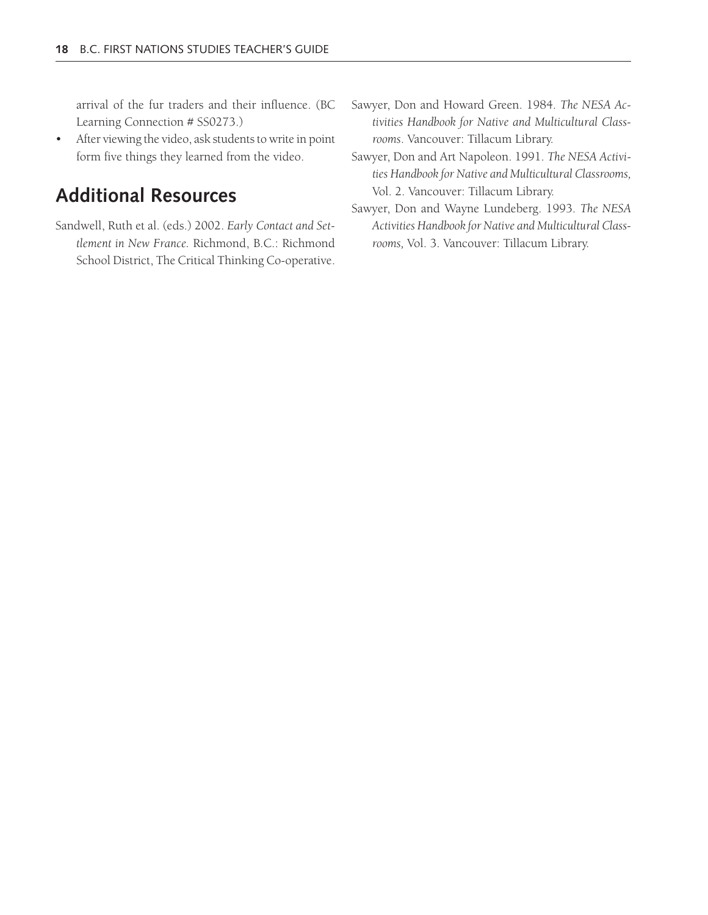arrival of the fur traders and their influence. (BC Learning Connection # SS0273.)

- After viewing the video, ask students to write in point form five things they learned from the video.

## Additional Resources

Sandwell, Ruth et al. (eds.) 2002. *Early Contact and Settlement in New France.* Richmond, B.C.: Richmond School District, The Critical Thinking Co-operative.

Sawyer, Don and Howard Green. 1984. *The NESA Activities Handbook for Native and Multicultural Classrooms*. Vancouver: Tillacum Library.

Sawyer, Don and Art Napoleon. 1991. *The NESA Activities Handbook for Native and Multicultural Classrooms,* Vol. 2. Vancouver: Tillacum Library.

Sawyer, Don and Wayne Lundeberg. 1993. *The NESA Activities Handbook for Native and Multicultural Classrooms,* Vol. 3. Vancouver: Tillacum Library.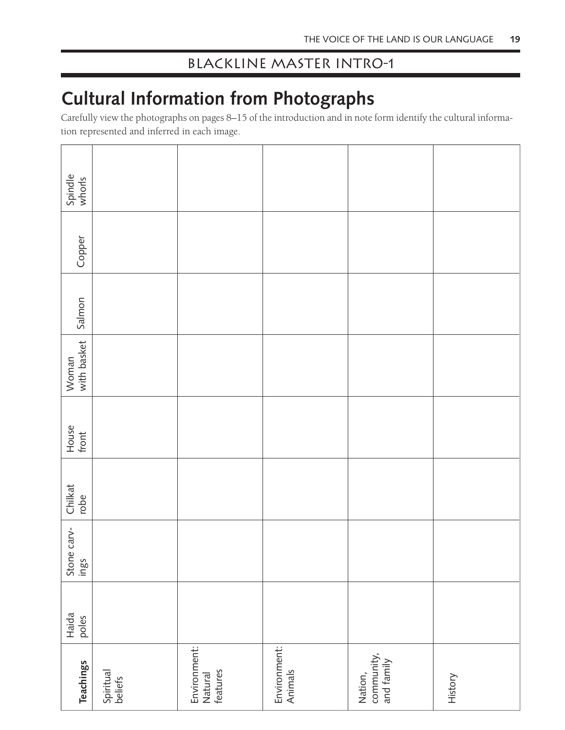## BLACKLINE MASTER INTRO-1

# Cultural Information from Photographs

Carefully view the photographs on pages 8–15 of the introduction and in note form identify the cultural information represented and inferred in each image.

| **Teachings** | Haida poles | Stone carvings | Chilkat robe | House front | Woman with basket | Salmon | Copper | Spindle whorls |
|---|---|---|---|---|---|---|---|---|
| Spiritual beliefs | | | | | | | | |
| Environment: Natural features | | | | | | | | |
| Environment: Animals | | | | | | | | |
| Nation, community, and family | | | | | | | | |
| History | | | | | | | | |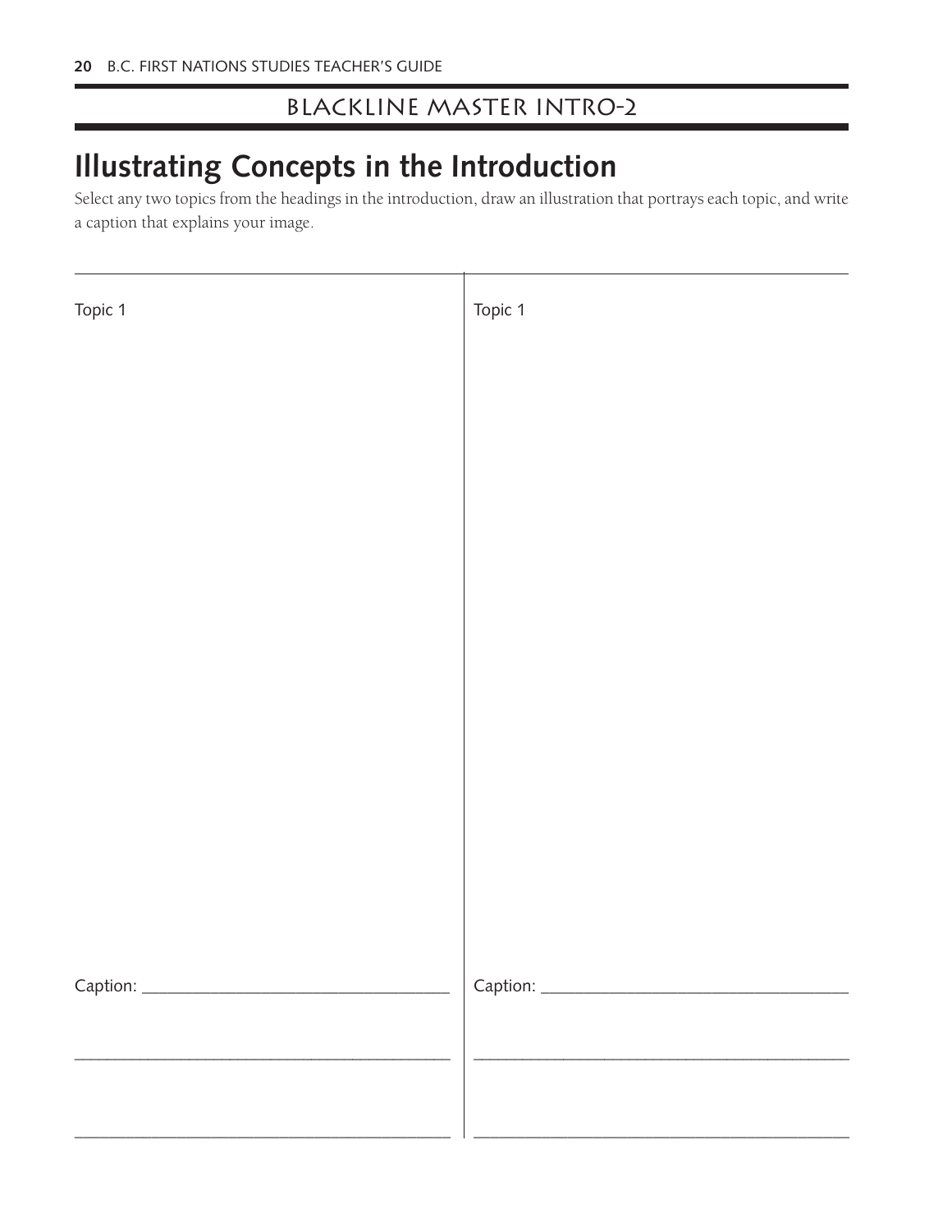## BLACKLINE MASTER INTRO-2

# Illustrating Concepts in the Introduction

Select any two topics from the headings in the introduction, draw an illustration that portrays each topic, and write a caption that explains your image.

| Topic 1 | Topic 1 |
| --- | --- |
| Caption: ___________________________________ | Caption: ___________________________________ |
| ___________________________________________ | ___________________________________________ |
| ___________________________________________ | ___________________________________________ |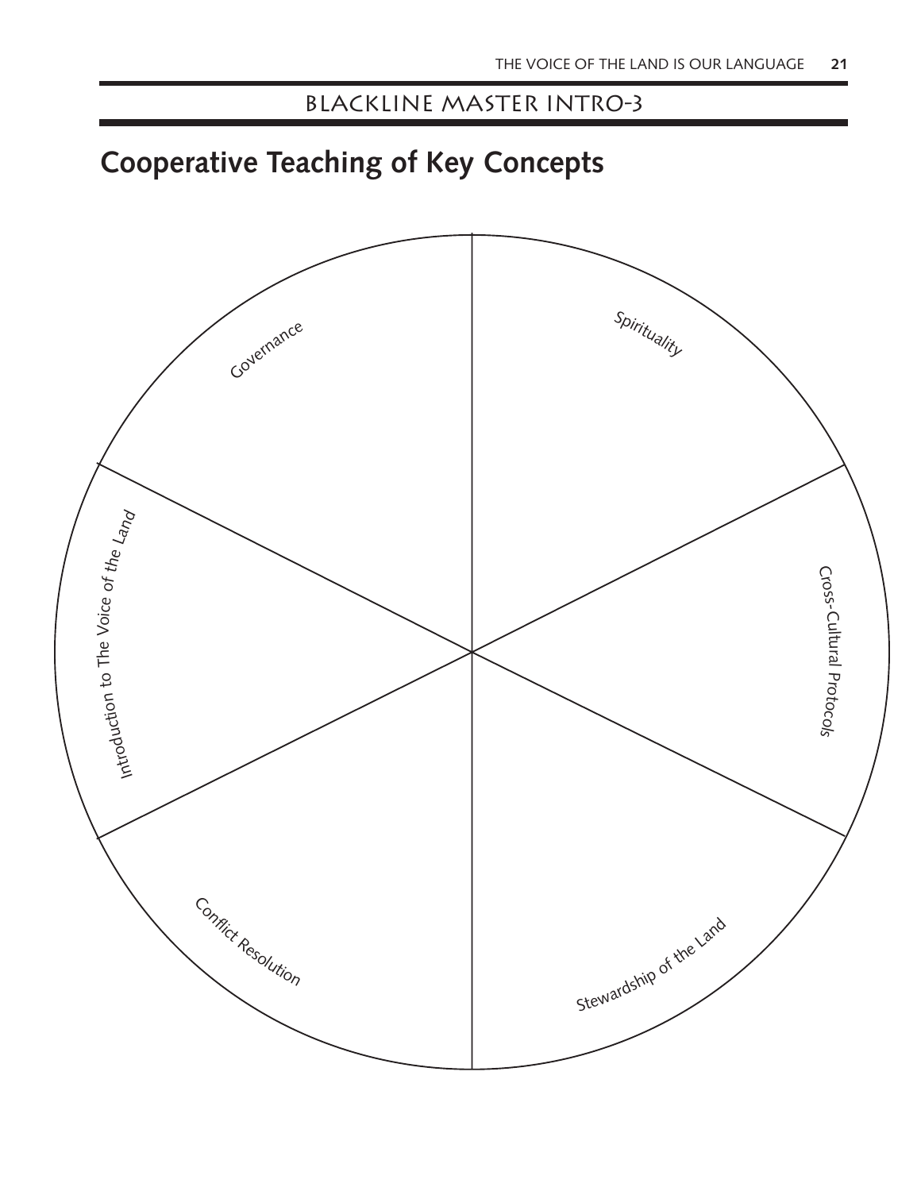BLACKLINE MASTER INTRO-3

# Cooperative Teaching of Key Concepts

Governance

Spirituality

Introduction to The Voice of the Land

Cross-Cultural Protocols

Conflict Resolution

Stewardship of the Land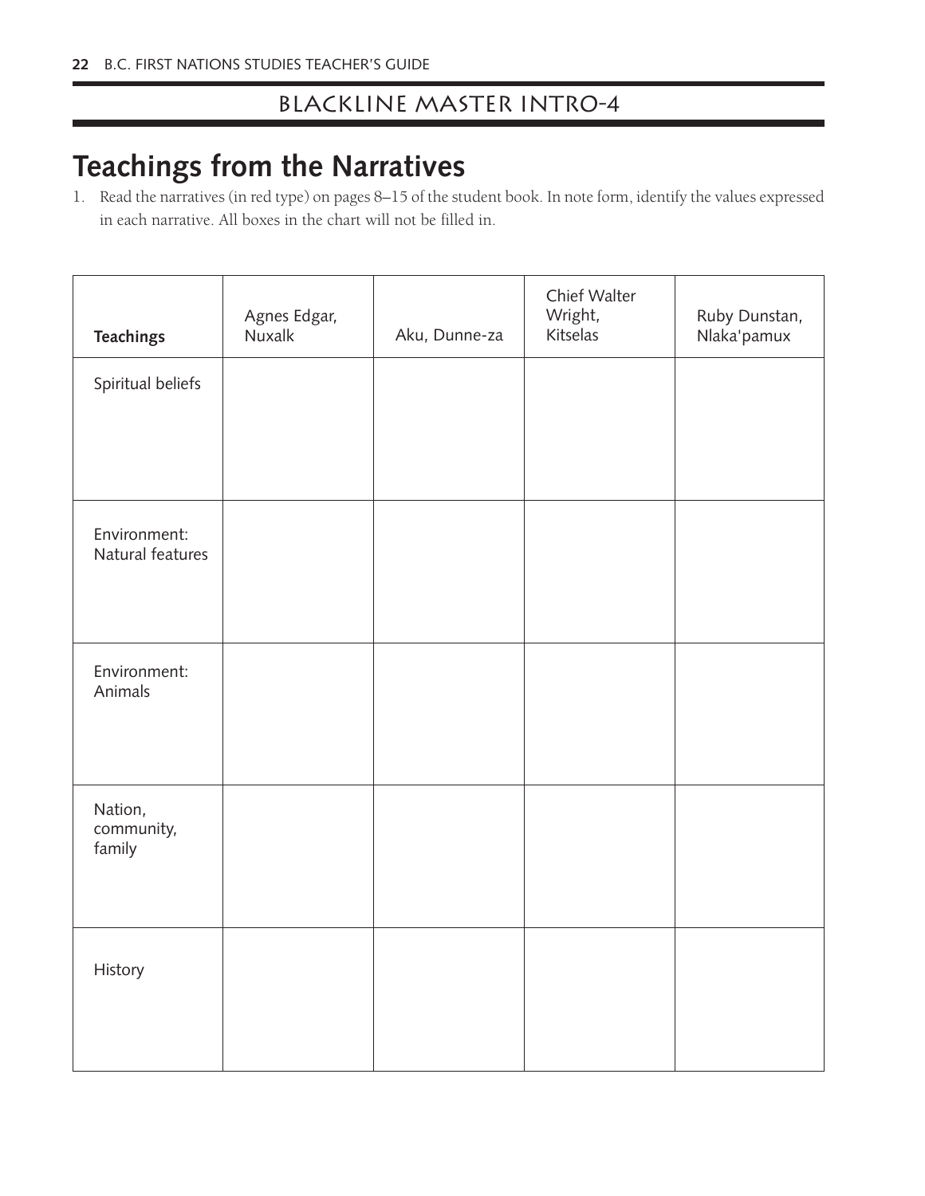## BLACKLINE MASTER INTRO-4

# Teachings from the Narratives

1. Read the narratives (in red type) on pages 8–15 of the student book. In note form, identify the values expressed in each narrative. All boxes in the chart will not be filled in.

| Teachings | Agnes Edgar, Nuxalk | Aku, Dunne-za | Chief Walter Wright, Kitselas | Ruby Dunstan, Nlaka'pamux |
|---|---|---|---|---|
| Spiritual beliefs | | | | |
| Environment: Natural features | | | | |
| Environment: Animals | | | | |
| Nation, community, family | | | | |
| History | | | | |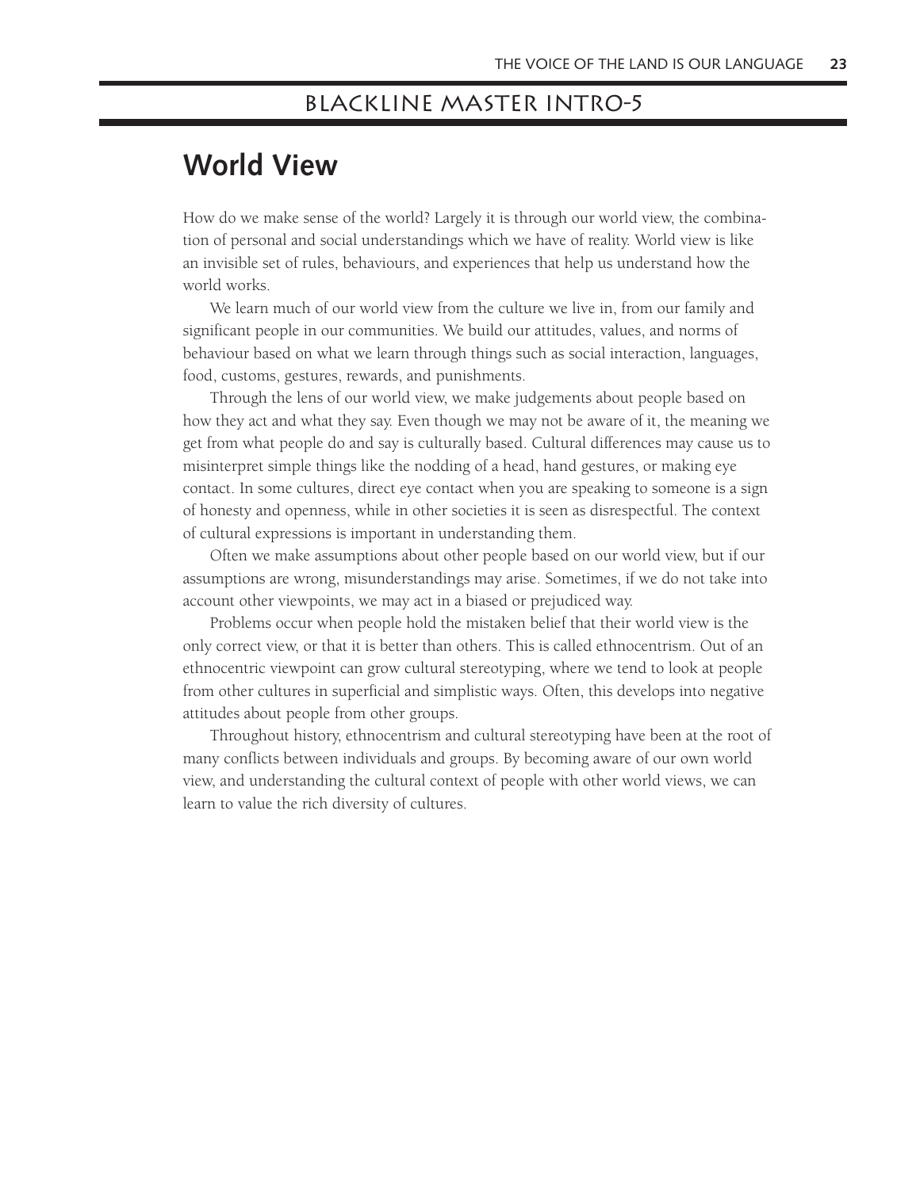## BLACKLINE MASTER INTRO-5

# World View

How do we make sense of the world? Largely it is through our world view, the combination of personal and social understandings which we have of reality. World view is like an invisible set of rules, behaviours, and experiences that help us understand how the world works.

We learn much of our world view from the culture we live in, from our family and significant people in our communities. We build our attitudes, values, and norms of behaviour based on what we learn through things such as social interaction, languages, food, customs, gestures, rewards, and punishments.

Through the lens of our world view, we make judgements about people based on how they act and what they say. Even though we may not be aware of it, the meaning we get from what people do and say is culturally based. Cultural differences may cause us to misinterpret simple things like the nodding of a head, hand gestures, or making eye contact. In some cultures, direct eye contact when you are speaking to someone is a sign of honesty and openness, while in other societies it is seen as disrespectful. The context of cultural expressions is important in understanding them.

Often we make assumptions about other people based on our world view, but if our assumptions are wrong, misunderstandings may arise. Sometimes, if we do not take into account other viewpoints, we may act in a biased or prejudiced way.

Problems occur when people hold the mistaken belief that their world view is the only correct view, or that it is better than others. This is called ethnocentrism. Out of an ethnocentric viewpoint can grow cultural stereotyping, where we tend to look at people from other cultures in superficial and simplistic ways. Often, this develops into negative attitudes about people from other groups.

Throughout history, ethnocentrism and cultural stereotyping have been at the root of many conflicts between individuals and groups. By becoming aware of our own world view, and understanding the cultural context of people with other world views, we can learn to value the rich diversity of cultures.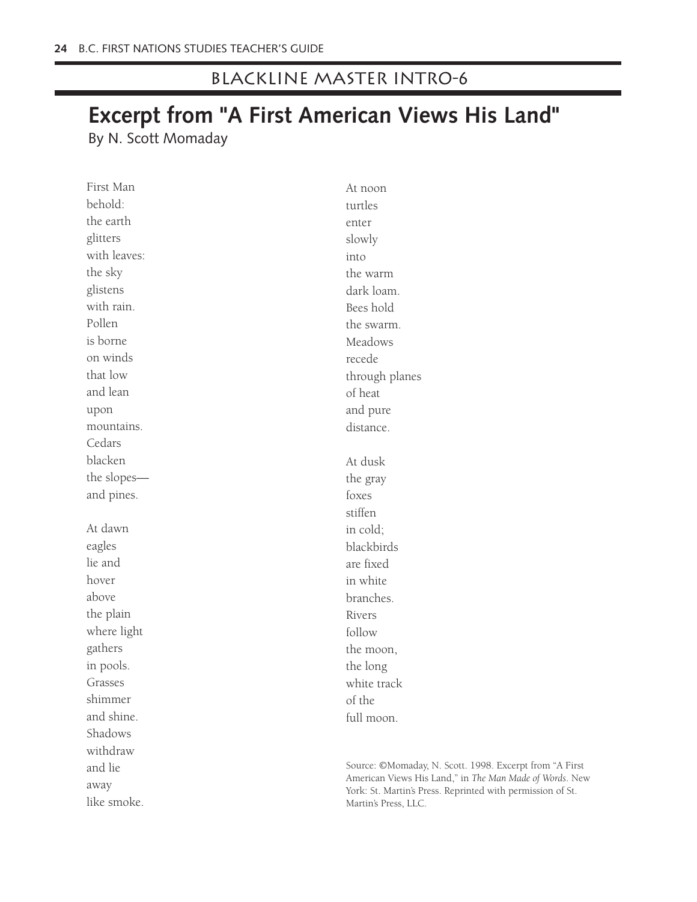## BLACKLINE MASTER INTRO-6

# Excerpt from "A First American Views His Land"

By N. Scott Momaday

First Man  
behold:  
the earth  
glitters  
with leaves:  
the sky  
glistens  
with rain.  
Pollen  
is borne  
on winds  
that low  
and lean  
upon  
mountains.  
Cedars  
blacken  
the slopes—  
and pines.

At dawn  
eagles  
lie and  
hover  
above  
the plain  
where light  
gathers  
in pools.  
Grasses  
shimmer  
and shine.  
Shadows  
withdraw  
and lie  
away  
like smoke.

At noon  
turtles  
enter  
slowly  
into  
the warm  
dark loam.  
Bees hold  
the swarm.  
Meadows  
recede  
through planes  
of heat  
and pure  
distance.

At dusk  
the gray  
foxes  
stiffen  
in cold;  
blackbirds  
are fixed  
in white  
branches.  
Rivers  
follow  
the moon,  
the long  
white track  
of the  
full moon.

Source: ©Momaday, N. Scott. 1998. Excerpt from "A First American Views His Land," in *The Man Made of Words*. New York: St. Martin's Press. Reprinted with permission of St. Martin's Press, LLC.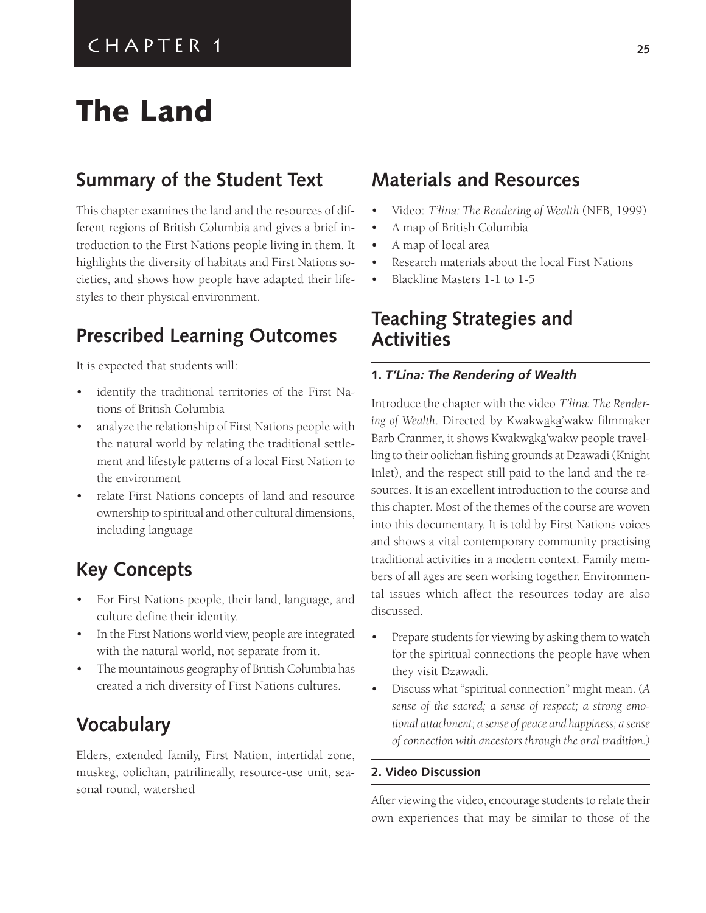CHAPTER 1

# The Land

## Summary of the Student Text

This chapter examines the land and the resources of different regions of British Columbia and gives a brief introduction to the First Nations people living in them. It highlights the diversity of habitats and First Nations societies, and shows how people have adapted their lifestyles to their physical environment.

## Prescribed Learning Outcomes

It is expected that students will:

- identify the traditional territories of the First Nations of British Columbia
- analyze the relationship of First Nations people with the natural world by relating the traditional settlement and lifestyle patterns of a local First Nation to the environment
- relate First Nations concepts of land and resource ownership to spiritual and other cultural dimensions, including language

## Key Concepts

- For First Nations people, their land, language, and culture define their identity.
- In the First Nations world view, people are integrated with the natural world, not separate from it.
- The mountainous geography of British Columbia has created a rich diversity of First Nations cultures.

## Vocabulary

Elders, extended family, First Nation, intertidal zone, muskeg, oolichan, patrilineally, resource-use unit, seasonal round, watershed

## Materials and Resources

- Video: *T'łina: The Rendering of Wealth* (NFB, 1999)
- A map of British Columbia
- A map of local area
- Research materials about the local First Nations
- Blackline Masters 1-1 to 1-5

## Teaching Strategies and Activities

### 1. *T'Lina: The Rendering of Wealth*

Introduce the chapter with the video *T'łina: The Rendering of Wealth*. Directed by Kwakwa̱ka̱'wakw filmmaker Barb Cranmer, it shows Kwakwa̱ka̱'wakw people travelling to their oolichan fishing grounds at Dzawadi (Knight Inlet), and the respect still paid to the land and the resources. It is an excellent introduction to the course and this chapter. Most of the themes of the course are woven into this documentary. It is told by First Nations voices and shows a vital contemporary community practising traditional activities in a modern context. Family members of all ages are seen working together. Environmental issues which affect the resources today are also discussed.

- Prepare students for viewing by asking them to watch for the spiritual connections the people have when they visit Dzawadi.
- Discuss what "spiritual connection" might mean. (*A sense of the sacred; a sense of respect; a strong emotional attachment; a sense of peace and happiness; a sense of connection with ancestors through the oral tradition.)*

### 2. Video Discussion

After viewing the video, encourage students to relate their own experiences that may be similar to those of the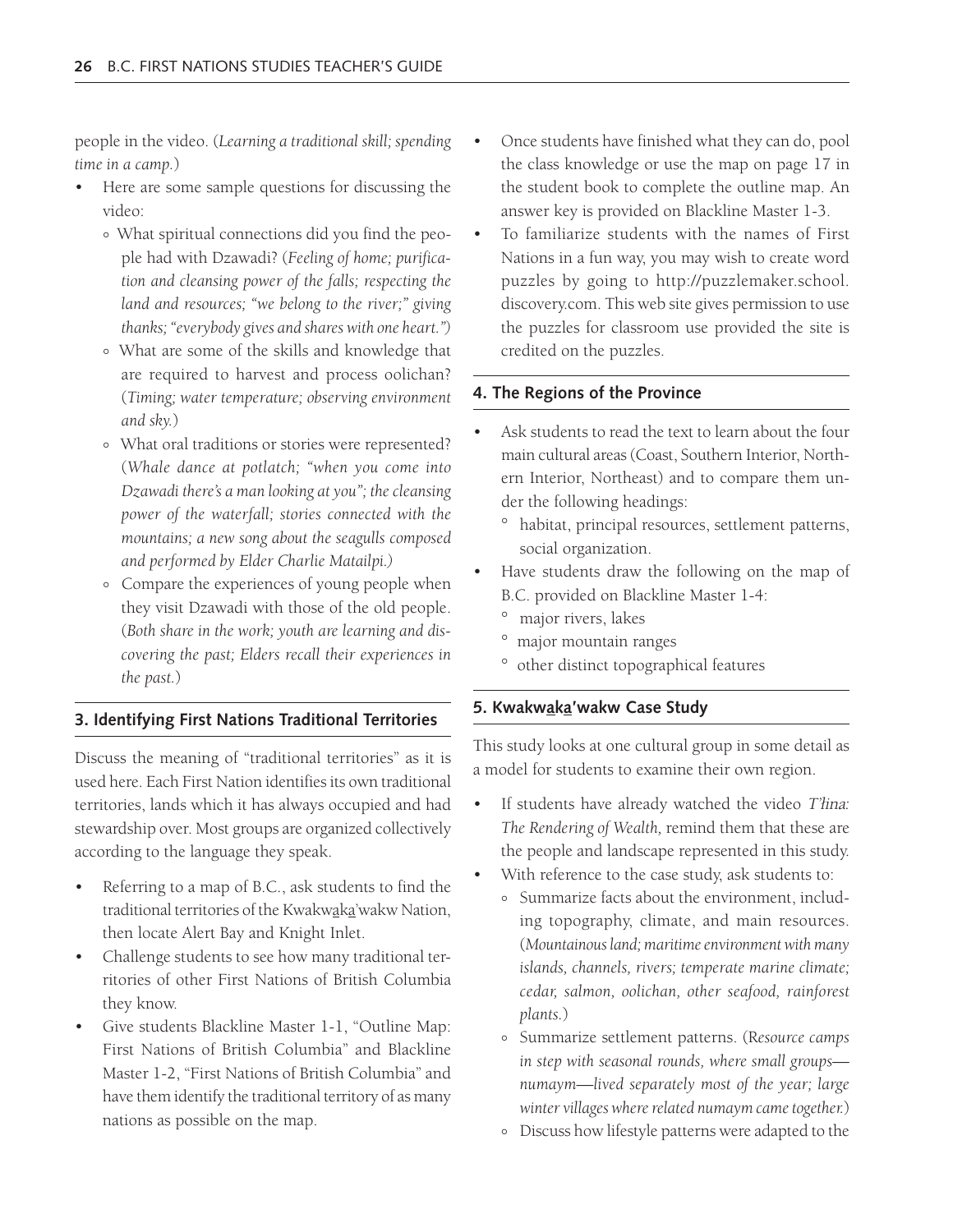people in the video. (*Learning a traditional skill; spending time in a camp.*)

- Here are some sample questions for discussing the video:
  - What spiritual connections did you find the people had with Dzawadi? (*Feeling of home; purification and cleansing power of the falls; respecting the land and resources; "we belong to the river;" giving thanks; "everybody gives and shares with one heart."*)
  - What are some of the skills and knowledge that are required to harvest and process oolichan? (*Timing; water temperature; observing environment and sky.*)
  - What oral traditions or stories were represented? (*Whale dance at potlatch; "when you come into Dzawadi there's a man looking at you"; the cleansing power of the waterfall; stories connected with the mountains; a new song about the seagulls composed and performed by Elder Charlie Matailpi.*)
  - Compare the experiences of young people when they visit Dzawadi with those of the old people. (*Both share in the work; youth are learning and discovering the past; Elders recall their experiences in the past.*)

## 3. Identifying First Nations Traditional Territories

Discuss the meaning of "traditional territories" as it is used here. Each First Nation identifies its own traditional territories, lands which it has always occupied and had stewardship over. Most groups are organized collectively according to the language they speak.

- Referring to a map of B.C., ask students to find the traditional territories of the Kwakwa̲ka̲'wakw Nation, then locate Alert Bay and Knight Inlet.
- Challenge students to see how many traditional territories of other First Nations of British Columbia they know.
- Give students Blackline Master 1-1, "Outline Map: First Nations of British Columbia" and Blackline Master 1-2, "First Nations of British Columbia" and have them identify the traditional territory of as many nations as possible on the map.
- Once students have finished what they can do, pool the class knowledge or use the map on page 17 in the student book to complete the outline map. An answer key is provided on Blackline Master 1-3.
- To familiarize students with the names of First Nations in a fun way, you may wish to create word puzzles by going to http://puzzlemaker.school.discovery.com. This web site gives permission to use the puzzles for classroom use provided the site is credited on the puzzles.

## 4. The Regions of the Province

- Ask students to read the text to learn about the four main cultural areas (Coast, Southern Interior, Northern Interior, Northeast) and to compare them under the following headings:
  - habitat, principal resources, settlement patterns, social organization.
- Have students draw the following on the map of B.C. provided on Blackline Master 1-4:
  - major rivers, lakes
  - major mountain ranges
  - other distinct topographical features

## 5. Kwakwa̲ka̲'wakw Case Study

This study looks at one cultural group in some detail as a model for students to examine their own region.

- If students have already watched the video *T'łina: The Rendering of Wealth*, remind them that these are the people and landscape represented in this study.
- With reference to the case study, ask students to:
  - Summarize facts about the environment, including topography, climate, and main resources. (*Mountainous land; maritime environment with many islands, channels, rivers; temperate marine climate; cedar, salmon, oolichan, other seafood, rainforest plants.*)
  - Summarize settlement patterns. (*Resource camps in step with seasonal rounds, where small groups—numaym—lived separately most of the year; large winter villages where related numaym came together.*)
  - Discuss how lifestyle patterns were adapted to the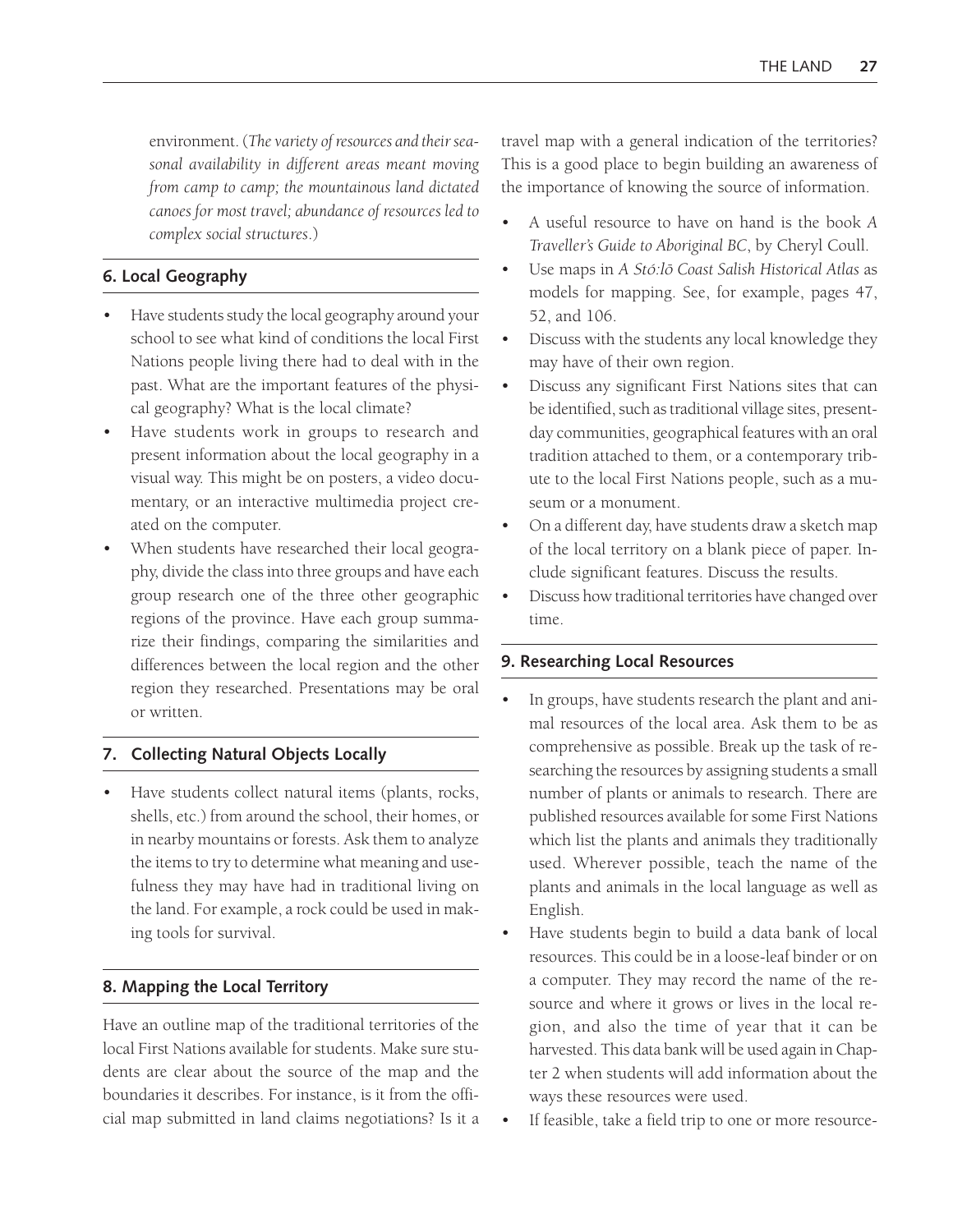environment. (*The variety of resources and their seasonal availability in different areas meant moving from camp to camp; the mountainous land dictated canoes for most travel; abundance of resources led to complex social structures.*)

### 6. Local Geography

- Have students study the local geography around your school to see what kind of conditions the local First Nations people living there had to deal with in the past. What are the important features of the physical geography? What is the local climate?
- Have students work in groups to research and present information about the local geography in a visual way. This might be on posters, a video documentary, or an interactive multimedia project created on the computer.
- When students have researched their local geography, divide the class into three groups and have each group research one of the three other geographic regions of the province. Have each group summarize their findings, comparing the similarities and differences between the local region and the other region they researched. Presentations may be oral or written.

### 7. Collecting Natural Objects Locally

- Have students collect natural items (plants, rocks, shells, etc.) from around the school, their homes, or in nearby mountains or forests. Ask them to analyze the items to try to determine what meaning and usefulness they may have had in traditional living on the land. For example, a rock could be used in making tools for survival.

### 8. Mapping the Local Territory

Have an outline map of the traditional territories of the local First Nations available for students. Make sure students are clear about the source of the map and the boundaries it describes. For instance, is it from the official map submitted in land claims negotiations? Is it a travel map with a general indication of the territories? This is a good place to begin building an awareness of the importance of knowing the source of information.

- A useful resource to have on hand is the book *A Traveller's Guide to Aboriginal BC*, by Cheryl Coull.
- Use maps in *A Stó:lō Coast Salish Historical Atlas* as models for mapping. See, for example, pages 47, 52, and 106.
- Discuss with the students any local knowledge they may have of their own region.
- Discuss any significant First Nations sites that can be identified, such as traditional village sites, present-day communities, geographical features with an oral tradition attached to them, or a contemporary tribute to the local First Nations people, such as a museum or a monument.
- On a different day, have students draw a sketch map of the local territory on a blank piece of paper. Include significant features. Discuss the results.
- Discuss how traditional territories have changed over time.

### 9. Researching Local Resources

- In groups, have students research the plant and animal resources of the local area. Ask them to be as comprehensive as possible. Break up the task of researching the resources by assigning students a small number of plants or animals to research. There are published resources available for some First Nations which list the plants and animals they traditionally used. Wherever possible, teach the name of the plants and animals in the local language as well as English.
- Have students begin to build a data bank of local resources. This could be in a loose-leaf binder or on a computer. They may record the name of the resource and where it grows or lives in the local region, and also the time of year that it can be harvested. This data bank will be used again in Chapter 2 when students will add information about the ways these resources were used.
- If feasible, take a field trip to one or more resource-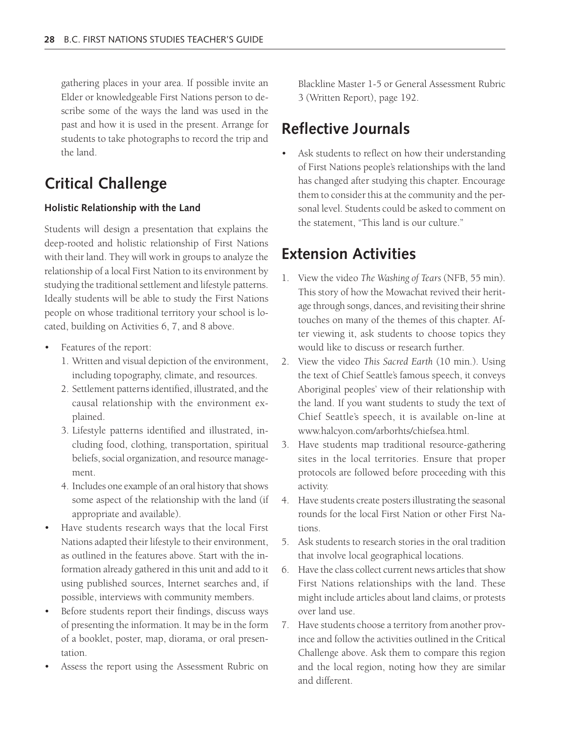gathering places in your area. If possible invite an Elder or knowledgeable First Nations person to describe some of the ways the land was used in the past and how it is used in the present. Arrange for students to take photographs to record the trip and the land.

## Critical Challenge

### Holistic Relationship with the Land

Students will design a presentation that explains the deep-rooted and holistic relationship of First Nations with their land. They will work in groups to analyze the relationship of a local First Nation to its environment by studying the traditional settlement and lifestyle patterns. Ideally students will be able to study the First Nations people on whose traditional territory your school is located, building on Activities 6, 7, and 8 above.

- Features of the report:
  1. Written and visual depiction of the environment, including topography, climate, and resources.
  2. Settlement patterns identified, illustrated, and the causal relationship with the environment explained.
  3. Lifestyle patterns identified and illustrated, including food, clothing, transportation, spiritual beliefs, social organization, and resource management.
  4. Includes one example of an oral history that shows some aspect of the relationship with the land (if appropriate and available).
- Have students research ways that the local First Nations adapted their lifestyle to their environment, as outlined in the features above. Start with the information already gathered in this unit and add to it using published sources, Internet searches and, if possible, interviews with community members.
- Before students report their findings, discuss ways of presenting the information. It may be in the form of a booklet, poster, map, diorama, or oral presentation.
- Assess the report using the Assessment Rubric on Blackline Master 1-5 or General Assessment Rubric 3 (Written Report), page 192.

## Reflective Journals

- Ask students to reflect on how their understanding of First Nations people's relationships with the land has changed after studying this chapter. Encourage them to consider this at the community and the personal level. Students could be asked to comment on the statement, "This land is our culture."

## Extension Activities

1. View the video *The Washing of Tears* (NFB, 55 min). This story of how the Mowachat revived their heritage through songs, dances, and revisiting their shrine touches on many of the themes of this chapter. After viewing it, ask students to choose topics they would like to discuss or research further.
2. View the video *This Sacred Earth* (10 min.). Using the text of Chief Seattle's famous speech, it conveys Aboriginal peoples' view of their relationship with the land. If you want students to study the text of Chief Seattle's speech, it is available on-line at www.halcyon.com/arborhts/chiefsea.html.
3. Have students map traditional resource-gathering sites in the local territories. Ensure that proper protocols are followed before proceeding with this activity.
4. Have students create posters illustrating the seasonal rounds for the local First Nation or other First Nations.
5. Ask students to research stories in the oral tradition that involve local geographical locations.
6. Have the class collect current news articles that show First Nations relationships with the land. These might include articles about land claims, or protests over land use.
7. Have students choose a territory from another province and follow the activities outlined in the Critical Challenge above. Ask them to compare this region and the local region, noting how they are similar and different.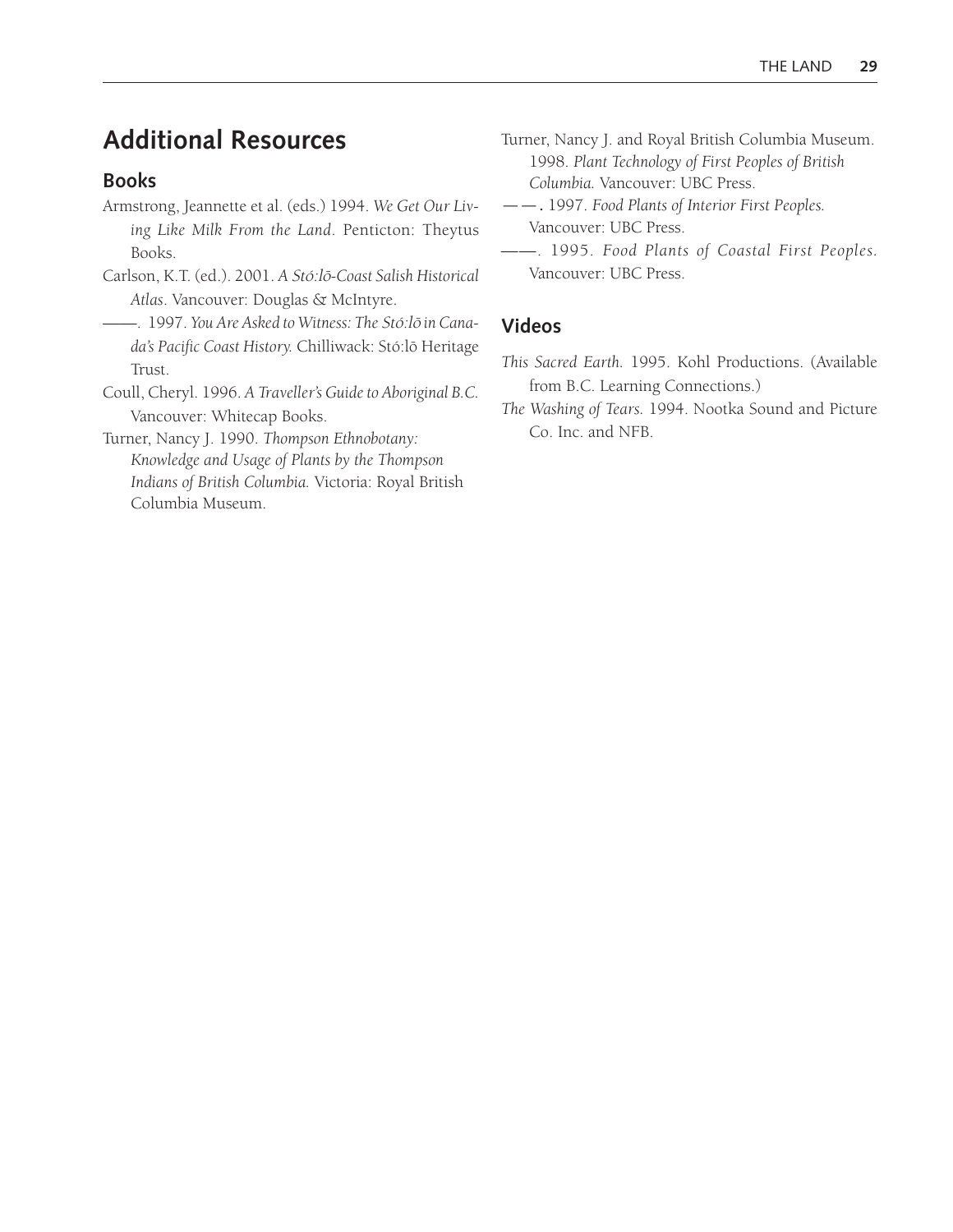## Additional Resources

### Books

Armstrong, Jeannette et al. (eds.) 1994. *We Get Our Living Like Milk From the Land*. Penticton: Theytus Books.

Carlson, K.T. (ed.). 2001. *A Stó:lō-Coast Salish Historical Atlas*. Vancouver: Douglas & McIntyre.

——. 1997. *You Are Asked to Witness: The Stó:lō in Canada's Pacific Coast History.* Chilliwack: Stó:lō Heritage Trust.

Coull, Cheryl. 1996. *A Traveller's Guide to Aboriginal B.C.* Vancouver: Whitecap Books.

Turner, Nancy J. 1990. *Thompson Ethnobotany: Knowledge and Usage of Plants by the Thompson Indians of British Columbia.* Victoria: Royal British Columbia Museum.

Turner, Nancy J. and Royal British Columbia Museum. 1998. *Plant Technology of First Peoples of British Columbia.* Vancouver: UBC Press.

——. 1997. *Food Plants of Interior First Peoples.* Vancouver: UBC Press.

——. 1995. *Food Plants of Coastal First Peoples.* Vancouver: UBC Press.

### Videos

*This Sacred Earth.* 1995. Kohl Productions. (Available from B.C. Learning Connections.)

*The Washing of Tears.* 1994. Nootka Sound and Picture Co. Inc. and NFB.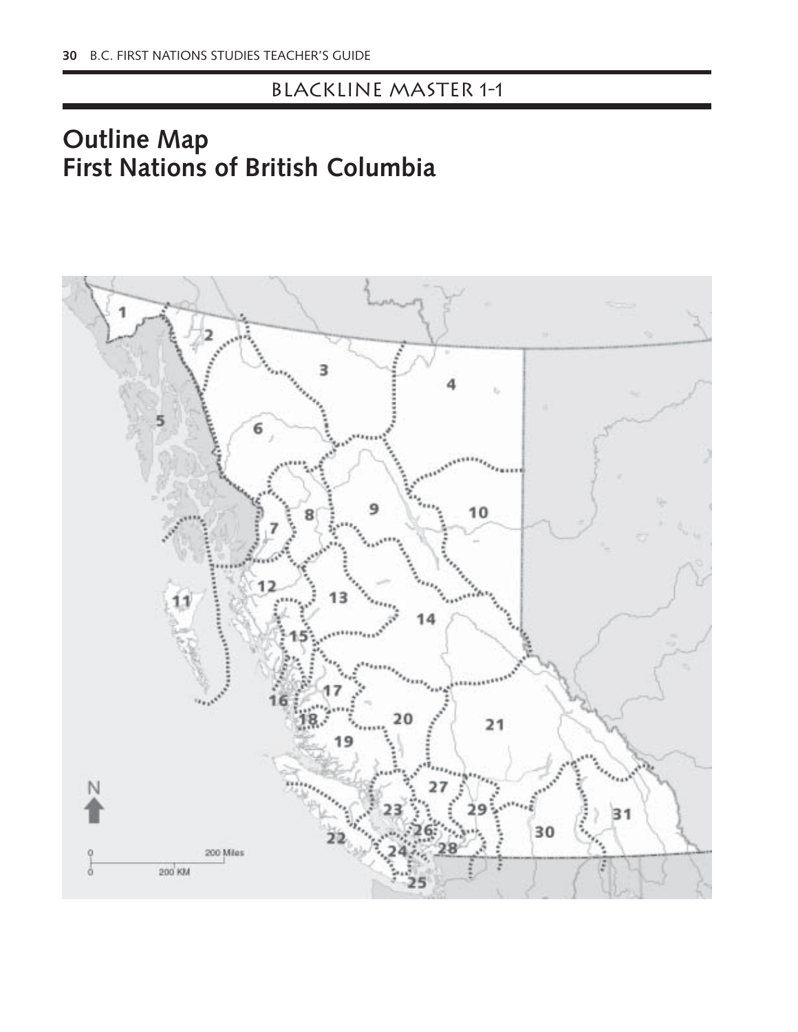BLACKLINE MASTER 1-1

# Outline Map
# First Nations of British Columbia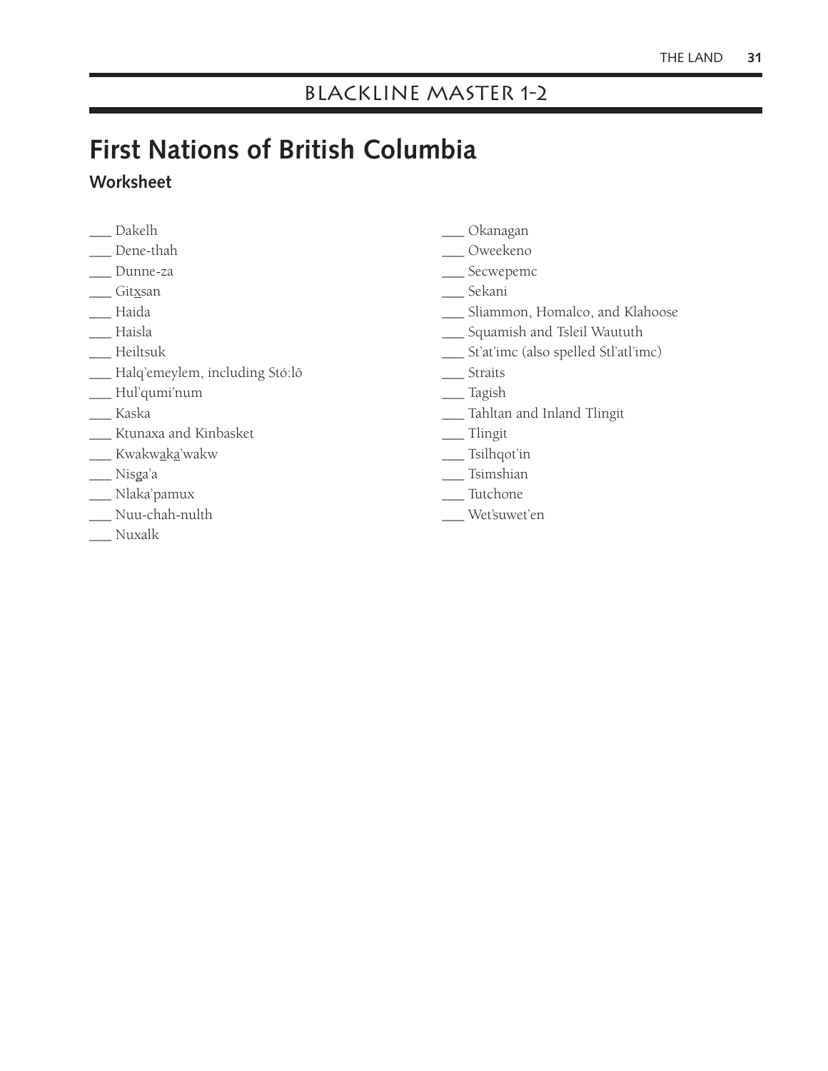## BLACKLINE MASTER 1-2

# First Nations of British Columbia

### Worksheet

___ Dakelh
___ Dene-thah
___ Dunne-za
___ Gitx̲san
___ Haida
___ Haisla
___ Heiltsuk
___ Halq'emeylem, including Stó:lō
___ Hul'qumi'num
___ Kaska
___ Ktunaxa and Kinbasket
___ Kwakwa̲ka̲'wakw
___ Nisg̲a'a
___ Nlaka'pamux
___ Nuu-chah-nulth
___ Nuxalk
___ Okanagan
___ Oweekeno
___ Secwepemc
___ Sekani
___ Sliammon, Homalco, and Klahoose
___ Squamish and Tsleil Waututh
___ St'at'imc (also spelled Stl'atl'imc)
___ Straits
___ Tagish
___ Tahltan and Inland Tlingit
___ Tlingit
___ Tsilhqot'in
___ Tsimshian
___ Tutchone
___ Wet'suwet'en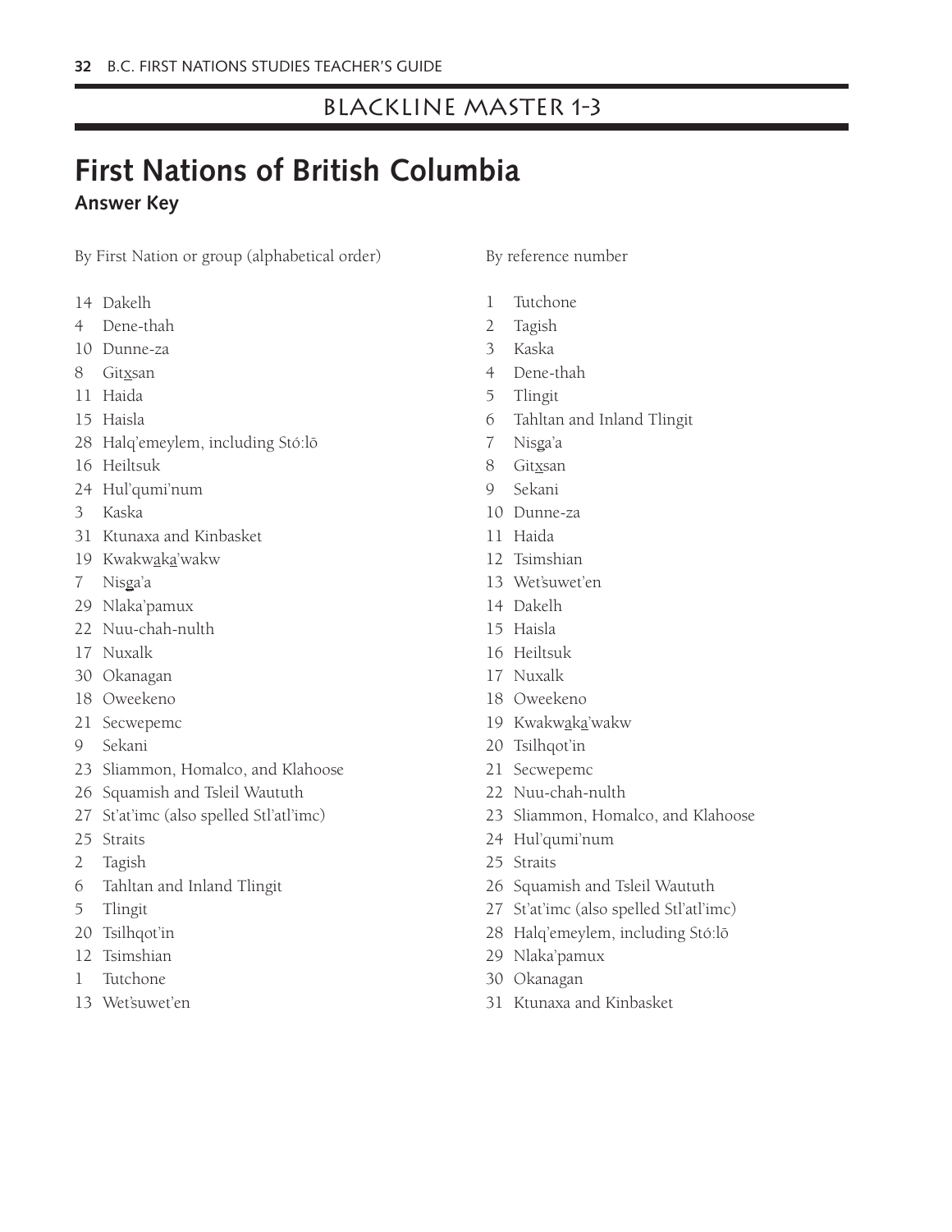## BLACKLINE MASTER 1-3

# First Nations of British Columbia

**Answer Key**

By First Nation or group (alphabetical order)

14 Dakelh
4 Dene-thah
10 Dunne-za
8 Gitxsan
11 Haida
15 Haisla
28 Halq'emeylem, including Stó:lō
16 Heiltsuk
24 Hul'qumi'num
3 Kaska
31 Ktunaxa and Kinbasket
19 Kwakwaka'wakw
7 Nisga'a
29 Nlaka'pamux
22 Nuu-chah-nulth
17 Nuxalk
30 Okanagan
18 Oweekeno
21 Secwepemc
9 Sekani
23 Sliammon, Homalco, and Klahoose
26 Squamish and Tsleil Waututh
27 St'at'imc (also spelled Stl'atl'imc)
25 Straits
2 Tagish
6 Tahltan and Inland Tlingit
5 Tlingit
20 Tsilhqot'in
12 Tsimshian
1 Tutchone
13 Wet'suwet'en

By reference number

1 Tutchone
2 Tagish
3 Kaska
4 Dene-thah
5 Tlingit
6 Tahltan and Inland Tlingit
7 Nisga'a
8 Gitxsan
9 Sekani
10 Dunne-za
11 Haida
12 Tsimshian
13 Wet'suwet'en
14 Dakelh
15 Haisla
16 Heiltsuk
17 Nuxalk
18 Oweekeno
19 Kwakwaka'wakw
20 Tsilhqot'in
21 Secwepemc
22 Nuu-chah-nulth
23 Sliammon, Homalco, and Klahoose
24 Hul'qumi'num
25 Straits
26 Squamish and Tsleil Waututh
27 St'at'imc (also spelled Stl'atl'imc)
28 Halq'emeylem, including Stó:lō
29 Nlaka'pamux
30 Okanagan
31 Ktunaxa and Kinbasket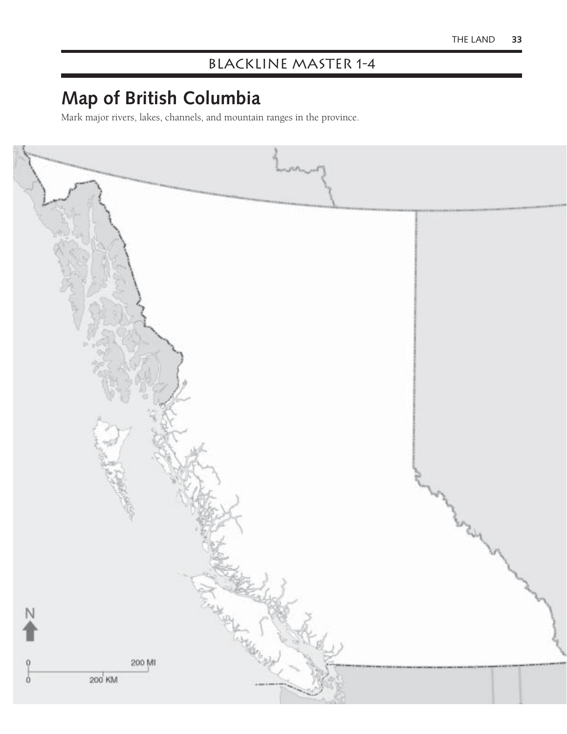## BLACKLINE MASTER 1-4

# Map of British Columbia

Mark major rivers, lakes, channels, and mountain ranges in the province.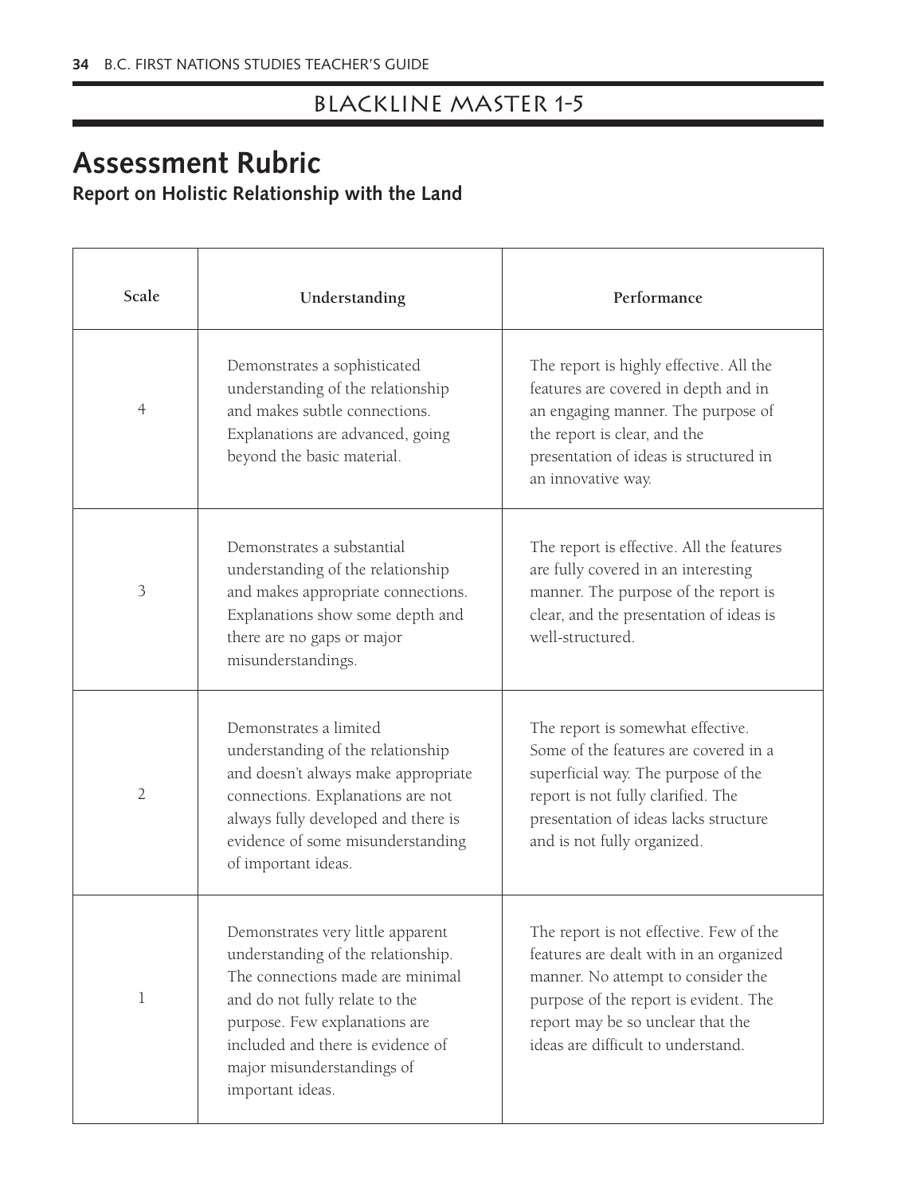## BLACKLINE MASTER 1-5

# Assessment Rubric

### Report on Holistic Relationship with the Land

| Scale | Understanding | Performance |
|---|---|---|
| 4 | Demonstrates a sophisticated understanding of the relationship and makes subtle connections. Explanations are advanced, going beyond the basic material. | The report is highly effective. All the features are covered in depth and in an engaging manner. The purpose of the report is clear, and the presentation of ideas is structured in an innovative way. |
| 3 | Demonstrates a substantial understanding of the relationship and makes appropriate connections. Explanations show some depth and there are no gaps or major misunderstandings. | The report is effective. All the features are fully covered in an interesting manner. The purpose of the report is clear, and the presentation of ideas is well-structured. |
| 2 | Demonstrates a limited understanding of the relationship and doesn't always make appropriate connections. Explanations are not always fully developed and there is evidence of some misunderstanding of important ideas. | The report is somewhat effective. Some of the features are covered in a superficial way. The purpose of the report is not fully clarified. The presentation of ideas lacks structure and is not fully organized. |
| 1 | Demonstrates very little apparent understanding of the relationship. The connections made are minimal and do not fully relate to the purpose. Few explanations are included and there is evidence of major misunderstandings of important ideas. | The report is not effective. Few of the features are dealt with in an organized manner. No attempt to consider the purpose of the report is evident. The report may be so unclear that the ideas are difficult to understand. |